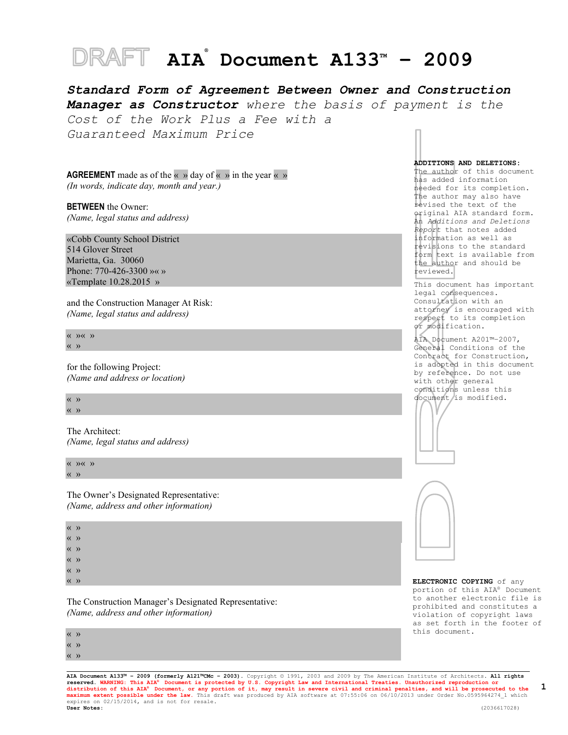DRAFT **AIA® Document A133™ – 2009**

***Standard Form of Agreement Between Owner and Construction Manager as Constructor*** *where the basis of payment is the Cost of the Work Plus a Fee with a Guaranteed Maximum Price*

**AGREEMENT** made as of the « » day of « » in the year « »
*(In words, indicate day, month and year.)*

**BETWEEN** the Owner:
*(Name, legal status and address)*

«Cobb County School District
514 Glover Street
Marietta, Ga. 30060
Phone: 770-426-3300 »« »
«Template 10.28.2015 »

and the Construction Manager At Risk:
*(Name, legal status and address)*

« »« »
« »

for the following Project:
*(Name and address or location)*

« »
« »

The Architect:
*(Name, legal status and address)*

« »« »
« »

The Owner's Designated Representative:
*(Name, address and other information)*

« »
« »
« »
« »
« »
« »

The Construction Manager's Designated Representative:
*(Name, address and other information)*

« »
« »
« »

**ADDITIONS AND DELETIONS:**
The author of this document has added information needed for its completion. The author may also have revised the text of the original AIA standard form. An *Additions and Deletions Report* that notes added information as well as revisions to the standard form text is available from the author and should be reviewed.

This document has important legal consequences. Consultation with an attorney is encouraged with respect to its completion or modification.

AIA Document A201™–2007, General Conditions of the Contract for Construction, is adopted in this document by reference. Do not use with other general conditions unless this document is modified.

**ELECTRONIC COPYING** of any portion of this AIA® Document to another electronic file is prohibited and constitutes a violation of copyright laws as set forth in the footer of this document.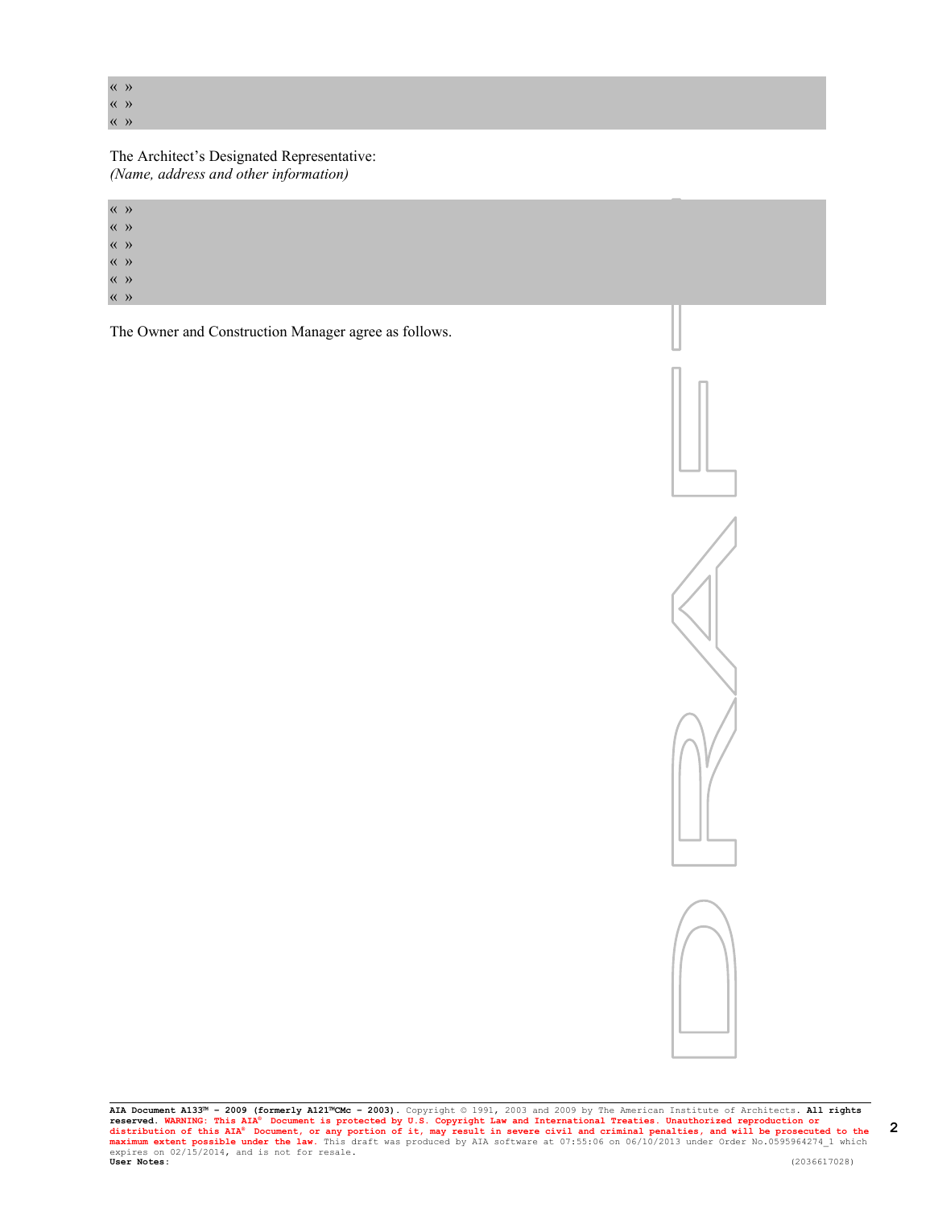« »
« »
« »

The Architect's Designated Representative:
*(Name, address and other information)*

« »
« »
« »
« »
« »
« »

The Owner and Construction Manager agree as follows.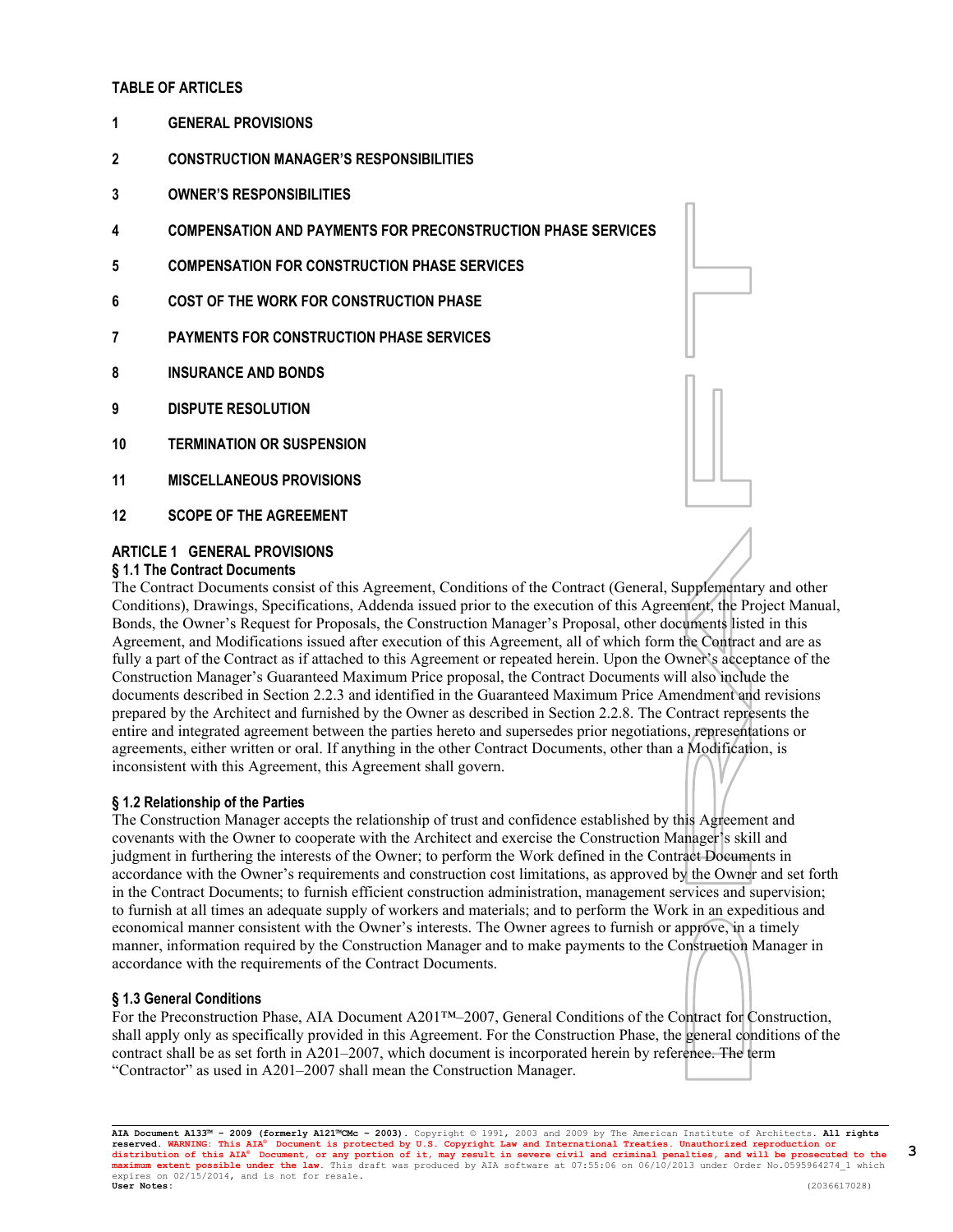## TABLE OF ARTICLES

1 **GENERAL PROVISIONS**

2 **CONSTRUCTION MANAGER'S RESPONSIBILITIES**

3 **OWNER'S RESPONSIBILITIES**

4 **COMPENSATION AND PAYMENTS FOR PRECONSTRUCTION PHASE SERVICES**

5 **COMPENSATION FOR CONSTRUCTION PHASE SERVICES**

6 **COST OF THE WORK FOR CONSTRUCTION PHASE**

7 **PAYMENTS FOR CONSTRUCTION PHASE SERVICES**

8 **INSURANCE AND BONDS**

9 **DISPUTE RESOLUTION**

10 **TERMINATION OR SUSPENSION**

11 **MISCELLANEOUS PROVISIONS**

12 **SCOPE OF THE AGREEMENT**

## ARTICLE 1 GENERAL PROVISIONS

### § 1.1 The Contract Documents

The Contract Documents consist of this Agreement, Conditions of the Contract (General, Supplementary and other Conditions), Drawings, Specifications, Addenda issued prior to the execution of this Agreement, the Project Manual, Bonds, the Owner's Request for Proposals, the Construction Manager's Proposal, other documents listed in this Agreement, and Modifications issued after execution of this Agreement, all of which form the Contract and are as fully a part of the Contract as if attached to this Agreement or repeated herein. Upon the Owner's acceptance of the Construction Manager's Guaranteed Maximum Price proposal, the Contract Documents will also include the documents described in Section 2.2.3 and identified in the Guaranteed Maximum Price Amendment and revisions prepared by the Architect and furnished by the Owner as described in Section 2.2.8. The Contract represents the entire and integrated agreement between the parties hereto and supersedes prior negotiations, representations or agreements, either written or oral. If anything in the other Contract Documents, other than a Modification, is inconsistent with this Agreement, this Agreement shall govern.

### § 1.2 Relationship of the Parties

The Construction Manager accepts the relationship of trust and confidence established by this Agreement and covenants with the Owner to cooperate with the Architect and exercise the Construction Manager's skill and judgment in furthering the interests of the Owner; to perform the Work defined in the Contract Documents in accordance with the Owner's requirements and construction cost limitations, as approved by the Owner and set forth in the Contract Documents; to furnish efficient construction administration, management services and supervision; to furnish at all times an adequate supply of workers and materials; and to perform the Work in an expeditious and economical manner consistent with the Owner's interests. The Owner agrees to furnish or approve, in a timely manner, information required by the Construction Manager and to make payments to the Construction Manager in accordance with the requirements of the Contract Documents.

### § 1.3 General Conditions

For the Preconstruction Phase, AIA Document A201™–2007, General Conditions of the Contract for Construction, shall apply only as specifically provided in this Agreement. For the Construction Phase, the general conditions of the contract shall be as set forth in A201–2007, which document is incorporated herein by reference. The term "Contractor" as used in A201–2007 shall mean the Construction Manager.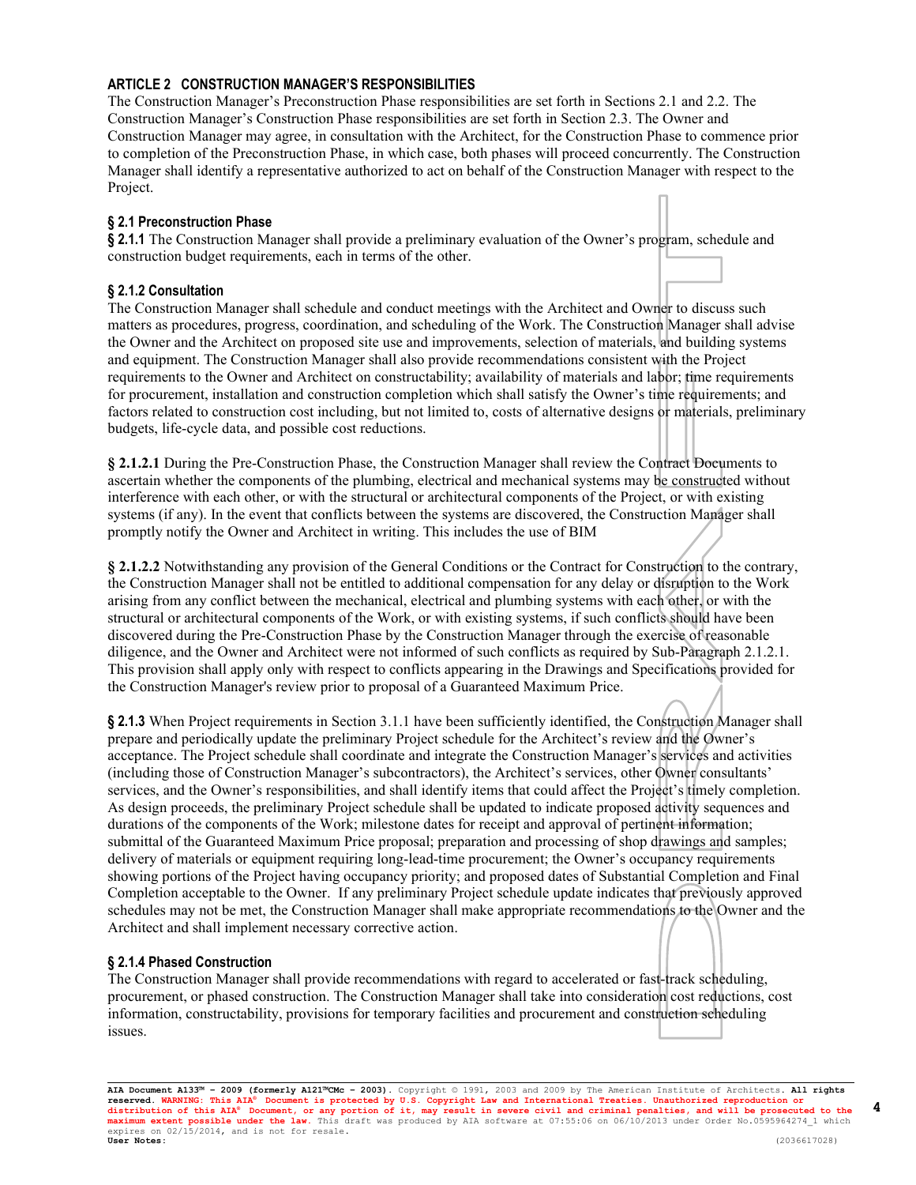### ARTICLE 2 CONSTRUCTION MANAGER'S RESPONSIBILITIES

The Construction Manager's Preconstruction Phase responsibilities are set forth in Sections 2.1 and 2.2. The Construction Manager's Construction Phase responsibilities are set forth in Section 2.3. The Owner and Construction Manager may agree, in consultation with the Architect, for the Construction Phase to commence prior to completion of the Preconstruction Phase, in which case, both phases will proceed concurrently. The Construction Manager shall identify a representative authorized to act on behalf of the Construction Manager with respect to the Project.

#### § 2.1 Preconstruction Phase

**§ 2.1.1** The Construction Manager shall provide a preliminary evaluation of the Owner's program, schedule and construction budget requirements, each in terms of the other.

#### § 2.1.2 Consultation

The Construction Manager shall schedule and conduct meetings with the Architect and Owner to discuss such matters as procedures, progress, coordination, and scheduling of the Work. The Construction Manager shall advise the Owner and the Architect on proposed site use and improvements, selection of materials, and building systems and equipment. The Construction Manager shall also provide recommendations consistent with the Project requirements to the Owner and Architect on constructability; availability of materials and labor; time requirements for procurement, installation and construction completion which shall satisfy the Owner's time requirements; and factors related to construction cost including, but not limited to, costs of alternative designs or materials, preliminary budgets, life-cycle data, and possible cost reductions.

**§ 2.1.2.1** During the Pre-Construction Phase, the Construction Manager shall review the Contract Documents to ascertain whether the components of the plumbing, electrical and mechanical systems may be constructed without interference with each other, or with the structural or architectural components of the Project, or with existing systems (if any). In the event that conflicts between the systems are discovered, the Construction Manager shall promptly notify the Owner and Architect in writing. This includes the use of BIM

**§ 2.1.2.2** Notwithstanding any provision of the General Conditions or the Contract for Construction to the contrary, the Construction Manager shall not be entitled to additional compensation for any delay or disruption to the Work arising from any conflict between the mechanical, electrical and plumbing systems with each other, or with the structural or architectural components of the Work, or with existing systems, if such conflicts should have been discovered during the Pre-Construction Phase by the Construction Manager through the exercise of reasonable diligence, and the Owner and Architect were not informed of such conflicts as required by Sub-Paragraph 2.1.2.1. This provision shall apply only with respect to conflicts appearing in the Drawings and Specifications provided for the Construction Manager's review prior to proposal of a Guaranteed Maximum Price.

**§ 2.1.3** When Project requirements in Section 3.1.1 have been sufficiently identified, the Construction Manager shall prepare and periodically update the preliminary Project schedule for the Architect's review and the Owner's acceptance. The Project schedule shall coordinate and integrate the Construction Manager's services and activities (including those of Construction Manager's subcontractors), the Architect's services, other Owner consultants' services, and the Owner's responsibilities, and shall identify items that could affect the Project's timely completion. As design proceeds, the preliminary Project schedule shall be updated to indicate proposed activity sequences and durations of the components of the Work; milestone dates for receipt and approval of pertinent information; submittal of the Guaranteed Maximum Price proposal; preparation and processing of shop drawings and samples; delivery of materials or equipment requiring long-lead-time procurement; the Owner's occupancy requirements showing portions of the Project having occupancy priority; and proposed dates of Substantial Completion and Final Completion acceptable to the Owner. If any preliminary Project schedule update indicates that previously approved schedules may not be met, the Construction Manager shall make appropriate recommendations to the Owner and the Architect and shall implement necessary corrective action.

#### § 2.1.4 Phased Construction

The Construction Manager shall provide recommendations with regard to accelerated or fast-track scheduling, procurement, or phased construction. The Construction Manager shall take into consideration cost reductions, cost information, constructability, provisions for temporary facilities and procurement and construction scheduling issues.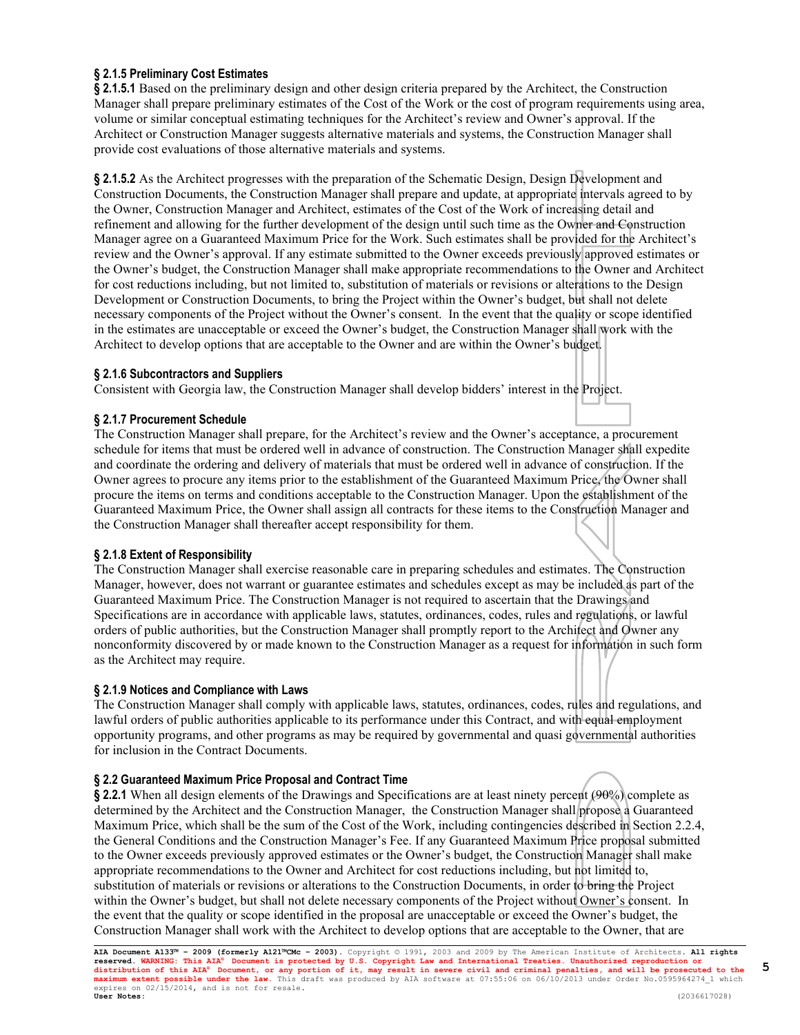**§ 2.1.5 Preliminary Cost Estimates**

**§ 2.1.5.1** Based on the preliminary design and other design criteria prepared by the Architect, the Construction Manager shall prepare preliminary estimates of the Cost of the Work or the cost of program requirements using area, volume or similar conceptual estimating techniques for the Architect's review and Owner's approval. If the Architect or Construction Manager suggests alternative materials and systems, the Construction Manager shall provide cost evaluations of those alternative materials and systems.

**§ 2.1.5.2** As the Architect progresses with the preparation of the Schematic Design, Design Development and Construction Documents, the Construction Manager shall prepare and update, at appropriate intervals agreed to by the Owner, Construction Manager and Architect, estimates of the Cost of the Work of increasing detail and refinement and allowing for the further development of the design until such time as the Owner and Construction Manager agree on a Guaranteed Maximum Price for the Work. Such estimates shall be provided for the Architect's review and the Owner's approval. If any estimate submitted to the Owner exceeds previously approved estimates or the Owner's budget, the Construction Manager shall make appropriate recommendations to the Owner and Architect for cost reductions including, but not limited to, substitution of materials or revisions or alterations to the Design Development or Construction Documents, to bring the Project within the Owner's budget, but shall not delete necessary components of the Project without the Owner's consent. In the event that the quality or scope identified in the estimates are unacceptable or exceed the Owner's budget, the Construction Manager shall work with the Architect to develop options that are acceptable to the Owner and are within the Owner's budget.

**§ 2.1.6 Subcontractors and Suppliers**

Consistent with Georgia law, the Construction Manager shall develop bidders' interest in the Project.

**§ 2.1.7 Procurement Schedule**

The Construction Manager shall prepare, for the Architect's review and the Owner's acceptance, a procurement schedule for items that must be ordered well in advance of construction. The Construction Manager shall expedite and coordinate the ordering and delivery of materials that must be ordered well in advance of construction. If the Owner agrees to procure any items prior to the establishment of the Guaranteed Maximum Price, the Owner shall procure the items on terms and conditions acceptable to the Construction Manager. Upon the establishment of the Guaranteed Maximum Price, the Owner shall assign all contracts for these items to the Construction Manager and the Construction Manager shall thereafter accept responsibility for them.

**§ 2.1.8 Extent of Responsibility**

The Construction Manager shall exercise reasonable care in preparing schedules and estimates. The Construction Manager, however, does not warrant or guarantee estimates and schedules except as may be included as part of the Guaranteed Maximum Price. The Construction Manager is not required to ascertain that the Drawings and Specifications are in accordance with applicable laws, statutes, ordinances, codes, rules and regulations, or lawful orders of public authorities, but the Construction Manager shall promptly report to the Architect and Owner any nonconformity discovered by or made known to the Construction Manager as a request for information in such form as the Architect may require.

**§ 2.1.9 Notices and Compliance with Laws**

The Construction Manager shall comply with applicable laws, statutes, ordinances, codes, rules and regulations, and lawful orders of public authorities applicable to its performance under this Contract, and with equal employment opportunity programs, and other programs as may be required by governmental and quasi governmental authorities for inclusion in the Contract Documents.

**§ 2.2 Guaranteed Maximum Price Proposal and Contract Time**

**§ 2.2.1** When all design elements of the Drawings and Specifications are at least ninety percent (90%) complete as determined by the Architect and the Construction Manager, the Construction Manager shall propose a Guaranteed Maximum Price, which shall be the sum of the Cost of the Work, including contingencies described in Section 2.2.4, the General Conditions and the Construction Manager's Fee. If any Guaranteed Maximum Price proposal submitted to the Owner exceeds previously approved estimates or the Owner's budget, the Construction Manager shall make appropriate recommendations to the Owner and Architect for cost reductions including, but not limited to, substitution of materials or revisions or alterations to the Construction Documents, in order to bring the Project within the Owner's budget, but shall not delete necessary components of the Project without Owner's consent. In the event that the quality or scope identified in the proposal are unacceptable or exceed the Owner's budget, the Construction Manager shall work with the Architect to develop options that are acceptable to the Owner, that are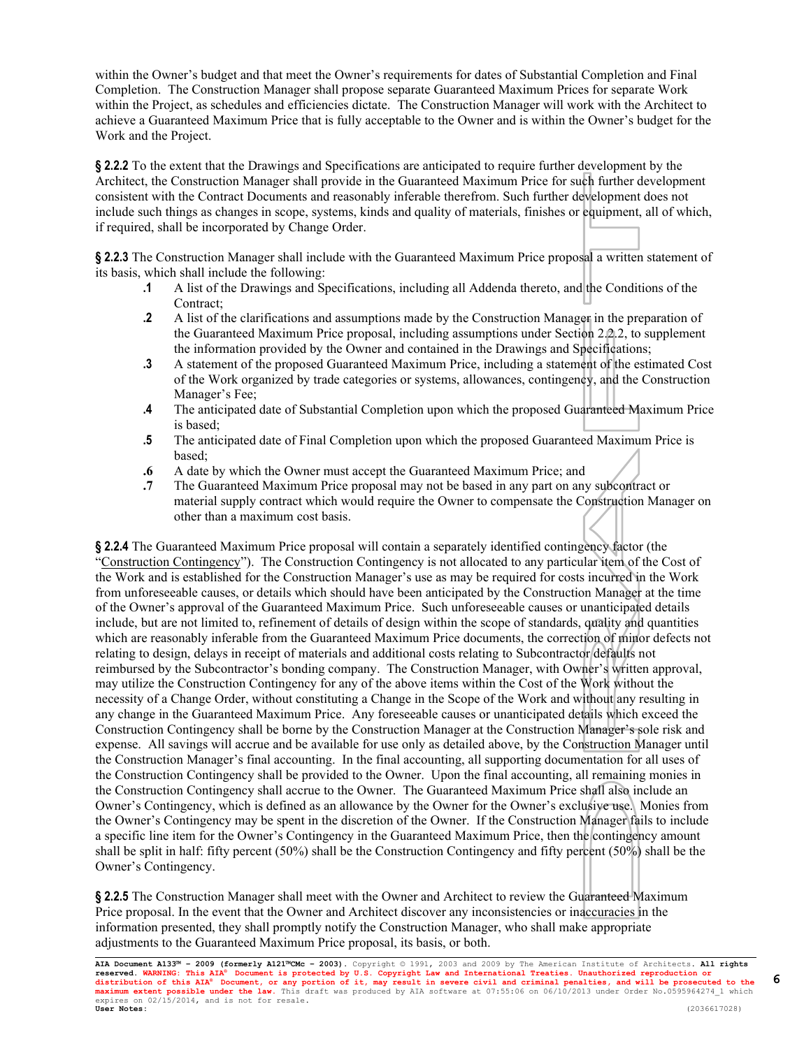within the Owner's budget and that meet the Owner's requirements for dates of Substantial Completion and Final Completion. The Construction Manager shall propose separate Guaranteed Maximum Prices for separate Work within the Project, as schedules and efficiencies dictate. The Construction Manager will work with the Architect to achieve a Guaranteed Maximum Price that is fully acceptable to the Owner and is within the Owner's budget for the Work and the Project.

**§ 2.2.2** To the extent that the Drawings and Specifications are anticipated to require further development by the Architect, the Construction Manager shall provide in the Guaranteed Maximum Price for such further development consistent with the Contract Documents and reasonably inferable therefrom. Such further development does not include such things as changes in scope, systems, kinds and quality of materials, finishes or equipment, all of which, if required, shall be incorporated by Change Order.

**§ 2.2.3** The Construction Manager shall include with the Guaranteed Maximum Price proposal a written statement of its basis, which shall include the following:

- **.1** A list of the Drawings and Specifications, including all Addenda thereto, and the Conditions of the Contract;
- **.2** A list of the clarifications and assumptions made by the Construction Manager in the preparation of the Guaranteed Maximum Price proposal, including assumptions under Section 2.2.2, to supplement the information provided by the Owner and contained in the Drawings and Specifications;
- **.3** A statement of the proposed Guaranteed Maximum Price, including a statement of the estimated Cost of the Work organized by trade categories or systems, allowances, contingency, and the Construction Manager's Fee;
- **.4** The anticipated date of Substantial Completion upon which the proposed Guaranteed Maximum Price is based;
- **.5** The anticipated date of Final Completion upon which the proposed Guaranteed Maximum Price is based;
- **.6** A date by which the Owner must accept the Guaranteed Maximum Price; and
- **.7** The Guaranteed Maximum Price proposal may not be based in any part on any subcontract or material supply contract which would require the Owner to compensate the Construction Manager on other than a maximum cost basis.

**§ 2.2.4** The Guaranteed Maximum Price proposal will contain a separately identified contingency factor (the "Construction Contingency"). The Construction Contingency is not allocated to any particular item of the Cost of the Work and is established for the Construction Manager's use as may be required for costs incurred in the Work from unforeseeable causes, or details which should have been anticipated by the Construction Manager at the time of the Owner's approval of the Guaranteed Maximum Price. Such unforeseeable causes or unanticipated details include, but are not limited to, refinement of details of design within the scope of standards, quality and quantities which are reasonably inferable from the Guaranteed Maximum Price documents, the correction of minor defects not relating to design, delays in receipt of materials and additional costs relating to Subcontractor defaults not reimbursed by the Subcontractor's bonding company. The Construction Manager, with Owner's written approval, may utilize the Construction Contingency for any of the above items within the Cost of the Work without the necessity of a Change Order, without constituting a Change in the Scope of the Work and without any resulting in any change in the Guaranteed Maximum Price. Any foreseeable causes or unanticipated details which exceed the Construction Contingency shall be borne by the Construction Manager at the Construction Manager's sole risk and expense. All savings will accrue and be available for use only as detailed above, by the Construction Manager until the Construction Manager's final accounting. In the final accounting, all supporting documentation for all uses of the Construction Contingency shall be provided to the Owner. Upon the final accounting, all remaining monies in the Construction Contingency shall accrue to the Owner. The Guaranteed Maximum Price shall also include an Owner's Contingency, which is defined as an allowance by the Owner for the Owner's exclusive use. Monies from the Owner's Contingency may be spent in the discretion of the Owner. If the Construction Manager fails to include a specific line item for the Owner's Contingency in the Guaranteed Maximum Price, then the contingency amount shall be split in half: fifty percent (50%) shall be the Construction Contingency and fifty percent (50%) shall be the Owner's Contingency.

**§ 2.2.5** The Construction Manager shall meet with the Owner and Architect to review the Guaranteed Maximum Price proposal. In the event that the Owner and Architect discover any inconsistencies or inaccuracies in the information presented, they shall promptly notify the Construction Manager, who shall make appropriate adjustments to the Guaranteed Maximum Price proposal, its basis, or both.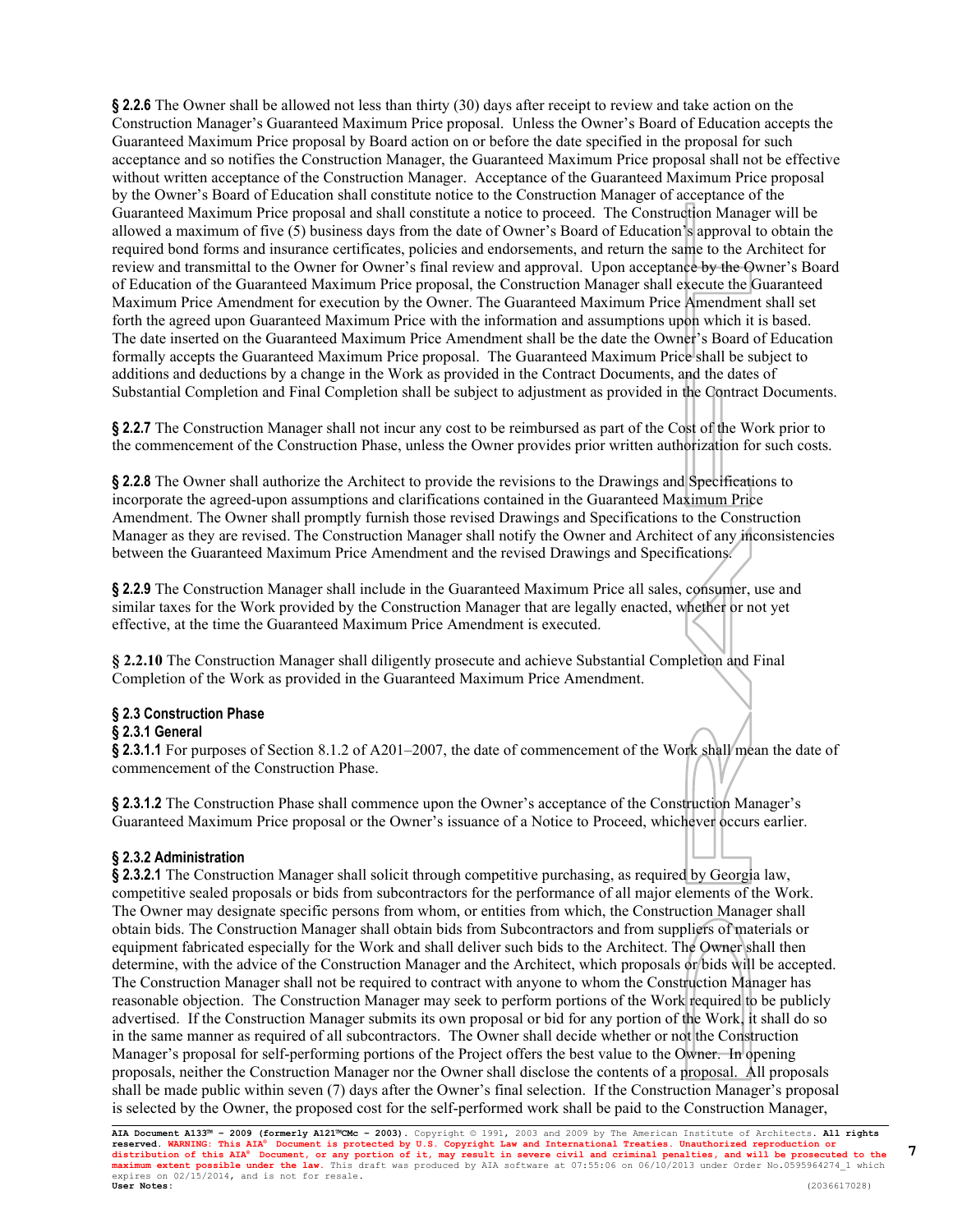**§ 2.2.6** The Owner shall be allowed not less than thirty (30) days after receipt to review and take action on the Construction Manager's Guaranteed Maximum Price proposal. Unless the Owner's Board of Education accepts the Guaranteed Maximum Price proposal by Board action on or before the date specified in the proposal for such acceptance and so notifies the Construction Manager, the Guaranteed Maximum Price proposal shall not be effective without written acceptance of the Construction Manager. Acceptance of the Guaranteed Maximum Price proposal by the Owner's Board of Education shall constitute notice to the Construction Manager of acceptance of the Guaranteed Maximum Price proposal and shall constitute a notice to proceed. The Construction Manager will be allowed a maximum of five (5) business days from the date of Owner's Board of Education's approval to obtain the required bond forms and insurance certificates, policies and endorsements, and return the same to the Architect for review and transmittal to the Owner for Owner's final review and approval. Upon acceptance by the Owner's Board of Education of the Guaranteed Maximum Price proposal, the Construction Manager shall execute the Guaranteed Maximum Price Amendment for execution by the Owner. The Guaranteed Maximum Price Amendment shall set forth the agreed upon Guaranteed Maximum Price with the information and assumptions upon which it is based. The date inserted on the Guaranteed Maximum Price Amendment shall be the date the Owner's Board of Education formally accepts the Guaranteed Maximum Price proposal. The Guaranteed Maximum Price shall be subject to additions and deductions by a change in the Work as provided in the Contract Documents, and the dates of Substantial Completion and Final Completion shall be subject to adjustment as provided in the Contract Documents.

**§ 2.2.7** The Construction Manager shall not incur any cost to be reimbursed as part of the Cost of the Work prior to the commencement of the Construction Phase, unless the Owner provides prior written authorization for such costs.

**§ 2.2.8** The Owner shall authorize the Architect to provide the revisions to the Drawings and Specifications to incorporate the agreed-upon assumptions and clarifications contained in the Guaranteed Maximum Price Amendment. The Owner shall promptly furnish those revised Drawings and Specifications to the Construction Manager as they are revised. The Construction Manager shall notify the Owner and Architect of any inconsistencies between the Guaranteed Maximum Price Amendment and the revised Drawings and Specifications.

**§ 2.2.9** The Construction Manager shall include in the Guaranteed Maximum Price all sales, consumer, use and similar taxes for the Work provided by the Construction Manager that are legally enacted, whether or not yet effective, at the time the Guaranteed Maximum Price Amendment is executed.

**§ 2.2.10** The Construction Manager shall diligently prosecute and achieve Substantial Completion and Final Completion of the Work as provided in the Guaranteed Maximum Price Amendment.

### § 2.3 Construction Phase

#### § 2.3.1 General

**§ 2.3.1.1** For purposes of Section 8.1.2 of A201–2007, the date of commencement of the Work shall mean the date of commencement of the Construction Phase.

**§ 2.3.1.2** The Construction Phase shall commence upon the Owner's acceptance of the Construction Manager's Guaranteed Maximum Price proposal or the Owner's issuance of a Notice to Proceed, whichever occurs earlier.

#### § 2.3.2 Administration

**§ 2.3.2.1** The Construction Manager shall solicit through competitive purchasing, as required by Georgia law, competitive sealed proposals or bids from subcontractors for the performance of all major elements of the Work. The Owner may designate specific persons from whom, or entities from which, the Construction Manager shall obtain bids. The Construction Manager shall obtain bids from Subcontractors and from suppliers of materials or equipment fabricated especially for the Work and shall deliver such bids to the Architect. The Owner shall then determine, with the advice of the Construction Manager and the Architect, which proposals or bids will be accepted. The Construction Manager shall not be required to contract with anyone to whom the Construction Manager has reasonable objection. The Construction Manager may seek to perform portions of the Work required to be publicly advertised. If the Construction Manager submits its own proposal or bid for any portion of the Work, it shall do so in the same manner as required of all subcontractors. The Owner shall decide whether or not the Construction Manager's proposal for self-performing portions of the Project offers the best value to the Owner. In opening proposals, neither the Construction Manager nor the Owner shall disclose the contents of a proposal. All proposals shall be made public within seven (7) days after the Owner's final selection. If the Construction Manager's proposal is selected by the Owner, the proposed cost for the self-performed work shall be paid to the Construction Manager,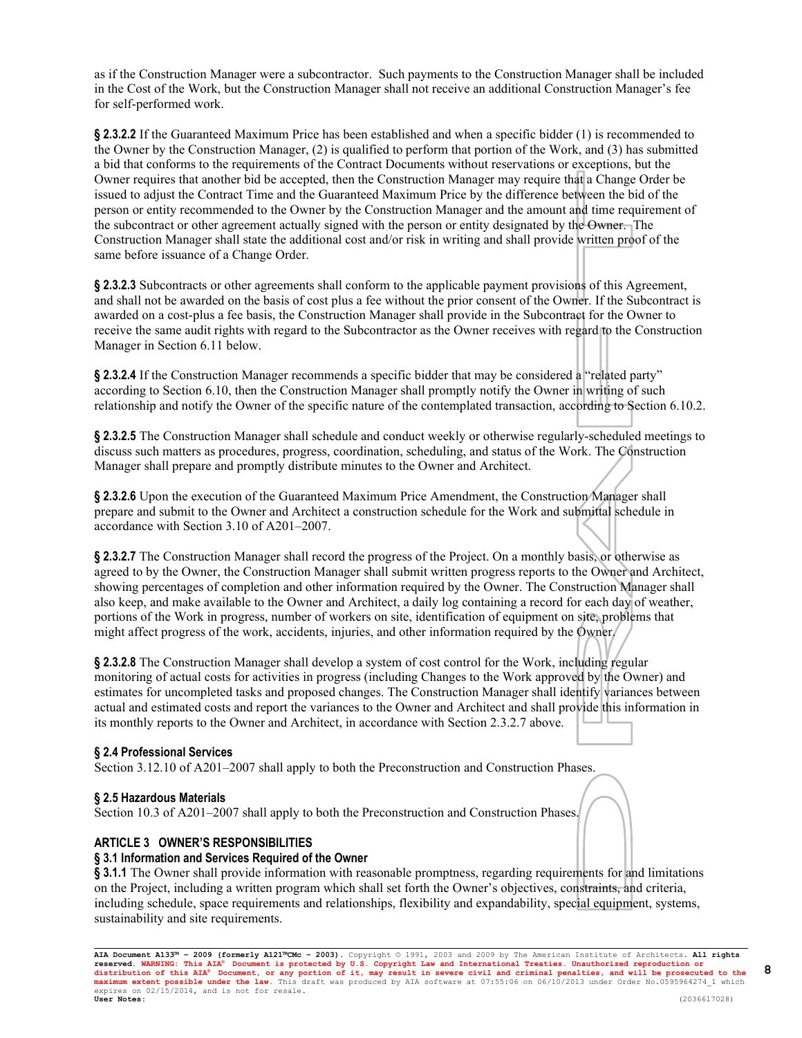as if the Construction Manager were a subcontractor. Such payments to the Construction Manager shall be included in the Cost of the Work, but the Construction Manager shall not receive an additional Construction Manager's fee for self-performed work.

**§ 2.3.2.2** If the Guaranteed Maximum Price has been established and when a specific bidder (1) is recommended to the Owner by the Construction Manager, (2) is qualified to perform that portion of the Work, and (3) has submitted a bid that conforms to the requirements of the Contract Documents without reservations or exceptions, but the Owner requires that another bid be accepted, then the Construction Manager may require that a Change Order be issued to adjust the Contract Time and the Guaranteed Maximum Price by the difference between the bid of the person or entity recommended to the Owner by the Construction Manager and the amount and time requirement of the subcontract or other agreement actually signed with the person or entity designated by the Owner. The Construction Manager shall state the additional cost and/or risk in writing and shall provide written proof of the same before issuance of a Change Order.

**§ 2.3.2.3** Subcontracts or other agreements shall conform to the applicable payment provisions of this Agreement, and shall not be awarded on the basis of cost plus a fee without the prior consent of the Owner. If the Subcontract is awarded on a cost-plus a fee basis, the Construction Manager shall provide in the Subcontract for the Owner to receive the same audit rights with regard to the Subcontractor as the Owner receives with regard to the Construction Manager in Section 6.11 below.

**§ 2.3.2.4** If the Construction Manager recommends a specific bidder that may be considered a "related party" according to Section 6.10, then the Construction Manager shall promptly notify the Owner in writing of such relationship and notify the Owner of the specific nature of the contemplated transaction, according to Section 6.10.2.

**§ 2.3.2.5** The Construction Manager shall schedule and conduct weekly or otherwise regularly-scheduled meetings to discuss such matters as procedures, progress, coordination, scheduling, and status of the Work. The Construction Manager shall prepare and promptly distribute minutes to the Owner and Architect.

**§ 2.3.2.6** Upon the execution of the Guaranteed Maximum Price Amendment, the Construction Manager shall prepare and submit to the Owner and Architect a construction schedule for the Work and submittal schedule in accordance with Section 3.10 of A201–2007.

**§ 2.3.2.7** The Construction Manager shall record the progress of the Project. On a monthly basis, or otherwise as agreed to by the Owner, the Construction Manager shall submit written progress reports to the Owner and Architect, showing percentages of completion and other information required by the Owner. The Construction Manager shall also keep, and make available to the Owner and Architect, a daily log containing a record for each day of weather, portions of the Work in progress, number of workers on site, identification of equipment on site, problems that might affect progress of the work, accidents, injuries, and other information required by the Owner.

**§ 2.3.2.8** The Construction Manager shall develop a system of cost control for the Work, including regular monitoring of actual costs for activities in progress (including Changes to the Work approved by the Owner) and estimates for uncompleted tasks and proposed changes. The Construction Manager shall identify variances between actual and estimated costs and report the variances to the Owner and Architect and shall provide this information in its monthly reports to the Owner and Architect, in accordance with Section 2.3.2.7 above.

### § 2.4 Professional Services

Section 3.12.10 of A201–2007 shall apply to both the Preconstruction and Construction Phases.

### § 2.5 Hazardous Materials

Section 10.3 of A201–2007 shall apply to both the Preconstruction and Construction Phases.

## ARTICLE 3 OWNER'S RESPONSIBILITIES

### § 3.1 Information and Services Required of the Owner

**§ 3.1.1** The Owner shall provide information with reasonable promptness, regarding requirements for and limitations on the Project, including a written program which shall set forth the Owner's objectives, constraints, and criteria, including schedule, space requirements and relationships, flexibility and expandability, special equipment, systems, sustainability and site requirements.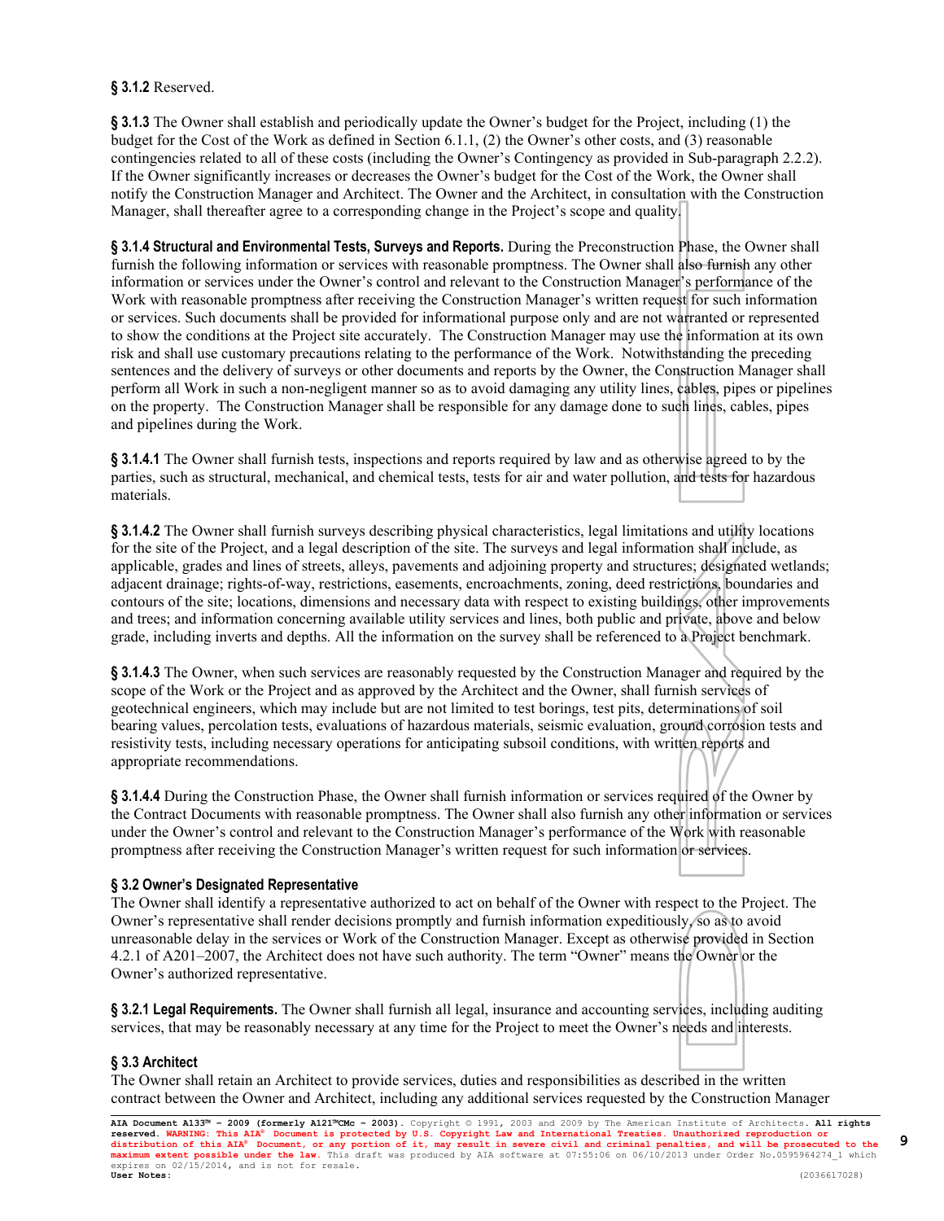**§ 3.1.2** Reserved.

**§ 3.1.3** The Owner shall establish and periodically update the Owner's budget for the Project, including (1) the budget for the Cost of the Work as defined in Section 6.1.1, (2) the Owner's other costs, and (3) reasonable contingencies related to all of these costs (including the Owner's Contingency as provided in Sub-paragraph 2.2.2). If the Owner significantly increases or decreases the Owner's budget for the Cost of the Work, the Owner shall notify the Construction Manager and Architect. The Owner and the Architect, in consultation with the Construction Manager, shall thereafter agree to a corresponding change in the Project's scope and quality.

**§ 3.1.4 Structural and Environmental Tests, Surveys and Reports.** During the Preconstruction Phase, the Owner shall furnish the following information or services with reasonable promptness. The Owner shall also furnish any other information or services under the Owner's control and relevant to the Construction Manager's performance of the Work with reasonable promptness after receiving the Construction Manager's written request for such information or services. Such documents shall be provided for informational purpose only and are not warranted or represented to show the conditions at the Project site accurately. The Construction Manager may use the information at its own risk and shall use customary precautions relating to the performance of the Work. Notwithstanding the preceding sentences and the delivery of surveys or other documents and reports by the Owner, the Construction Manager shall perform all Work in such a non-negligent manner so as to avoid damaging any utility lines, cables, pipes or pipelines on the property. The Construction Manager shall be responsible for any damage done to such lines, cables, pipes and pipelines during the Work.

**§ 3.1.4.1** The Owner shall furnish tests, inspections and reports required by law and as otherwise agreed to by the parties, such as structural, mechanical, and chemical tests, tests for air and water pollution, and tests for hazardous materials.

**§ 3.1.4.2** The Owner shall furnish surveys describing physical characteristics, legal limitations and utility locations for the site of the Project, and a legal description of the site. The surveys and legal information shall include, as applicable, grades and lines of streets, alleys, pavements and adjoining property and structures; designated wetlands; adjacent drainage; rights-of-way, restrictions, easements, encroachments, zoning, deed restrictions, boundaries and contours of the site; locations, dimensions and necessary data with respect to existing buildings, other improvements and trees; and information concerning available utility services and lines, both public and private, above and below grade, including inverts and depths. All the information on the survey shall be referenced to a Project benchmark.

**§ 3.1.4.3** The Owner, when such services are reasonably requested by the Construction Manager and required by the scope of the Work or the Project and as approved by the Architect and the Owner, shall furnish services of geotechnical engineers, which may include but are not limited to test borings, test pits, determinations of soil bearing values, percolation tests, evaluations of hazardous materials, seismic evaluation, ground corrosion tests and resistivity tests, including necessary operations for anticipating subsoil conditions, with written reports and appropriate recommendations.

**§ 3.1.4.4** During the Construction Phase, the Owner shall furnish information or services required of the Owner by the Contract Documents with reasonable promptness. The Owner shall also furnish any other information or services under the Owner's control and relevant to the Construction Manager's performance of the Work with reasonable promptness after receiving the Construction Manager's written request for such information or services.

### § 3.2 Owner's Designated Representative

The Owner shall identify a representative authorized to act on behalf of the Owner with respect to the Project. The Owner's representative shall render decisions promptly and furnish information expeditiously, so as to avoid unreasonable delay in the services or Work of the Construction Manager. Except as otherwise provided in Section 4.2.1 of A201–2007, the Architect does not have such authority. The term "Owner" means the Owner or the Owner's authorized representative.

**§ 3.2.1 Legal Requirements.** The Owner shall furnish all legal, insurance and accounting services, including auditing services, that may be reasonably necessary at any time for the Project to meet the Owner's needs and interests.

### § 3.3 Architect

The Owner shall retain an Architect to provide services, duties and responsibilities as described in the written contract between the Owner and Architect, including any additional services requested by the Construction Manager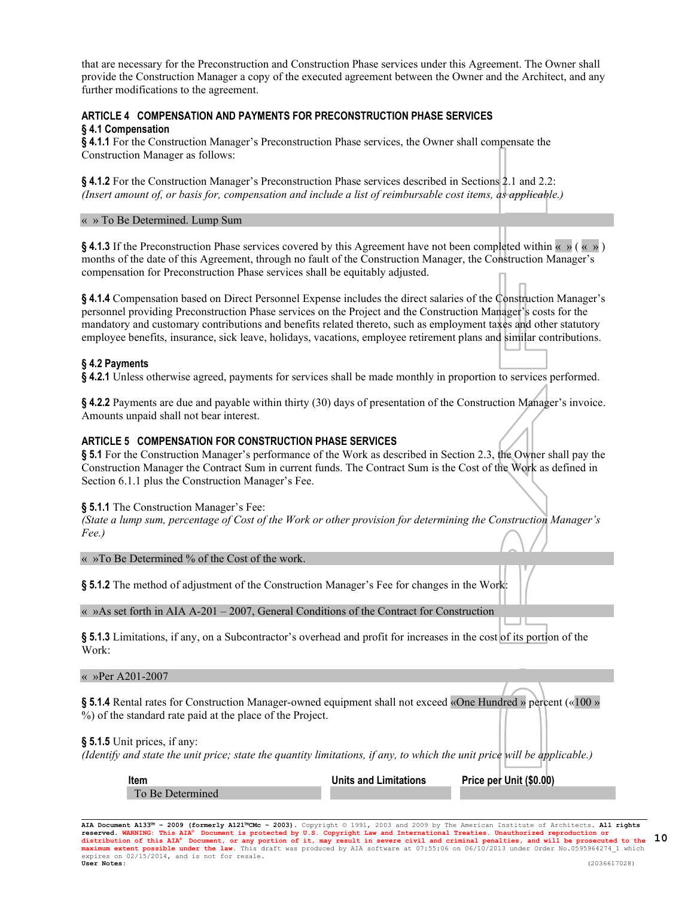that are necessary for the Preconstruction and Construction Phase services under this Agreement. The Owner shall provide the Construction Manager a copy of the executed agreement between the Owner and the Architect, and any further modifications to the agreement.

## ARTICLE 4 COMPENSATION AND PAYMENTS FOR PRECONSTRUCTION PHASE SERVICES

### § 4.1 Compensation

**§ 4.1.1** For the Construction Manager's Preconstruction Phase services, the Owner shall compensate the Construction Manager as follows:

**§ 4.1.2** For the Construction Manager's Preconstruction Phase services described in Sections 2.1 and 2.2:
*(Insert amount of, or basis for, compensation and include a list of reimbursable cost items, as applicable.)*

« » To Be Determined. Lump Sum

**§ 4.1.3** If the Preconstruction Phase services covered by this Agreement have not been completed within « » ( « » ) months of the date of this Agreement, through no fault of the Construction Manager, the Construction Manager's compensation for Preconstruction Phase services shall be equitably adjusted.

**§ 4.1.4** Compensation based on Direct Personnel Expense includes the direct salaries of the Construction Manager's personnel providing Preconstruction Phase services on the Project and the Construction Manager's costs for the mandatory and customary contributions and benefits related thereto, such as employment taxes and other statutory employee benefits, insurance, sick leave, holidays, vacations, employee retirement plans and similar contributions.

### § 4.2 Payments

**§ 4.2.1** Unless otherwise agreed, payments for services shall be made monthly in proportion to services performed.

**§ 4.2.2** Payments are due and payable within thirty (30) days of presentation of the Construction Manager's invoice. Amounts unpaid shall not bear interest.

## ARTICLE 5 COMPENSATION FOR CONSTRUCTION PHASE SERVICES

**§ 5.1** For the Construction Manager's performance of the Work as described in Section 2.3, the Owner shall pay the Construction Manager the Contract Sum in current funds. The Contract Sum is the Cost of the Work as defined in Section 6.1.1 plus the Construction Manager's Fee.

**§ 5.1.1** The Construction Manager's Fee:
*(State a lump sum, percentage of Cost of the Work or other provision for determining the Construction Manager's Fee.)*

« »To Be Determined % of the Cost of the work.

**§ 5.1.2** The method of adjustment of the Construction Manager's Fee for changes in the Work:

« »As set forth in AIA A-201 – 2007, General Conditions of the Contract for Construction

**§ 5.1.3** Limitations, if any, on a Subcontractor's overhead and profit for increases in the cost of its portion of the Work:

« »Per A201-2007

**§ 5.1.4** Rental rates for Construction Manager-owned equipment shall not exceed «One Hundred » percent («100 » %) of the standard rate paid at the place of the Project.

**§ 5.1.5** Unit prices, if any:
*(Identify and state the unit price; state the quantity limitations, if any, to which the unit price will be applicable.)*

| Item | Units and Limitations | Price per Unit ($0.00) |
|---|---|---|
| To Be Determined | | |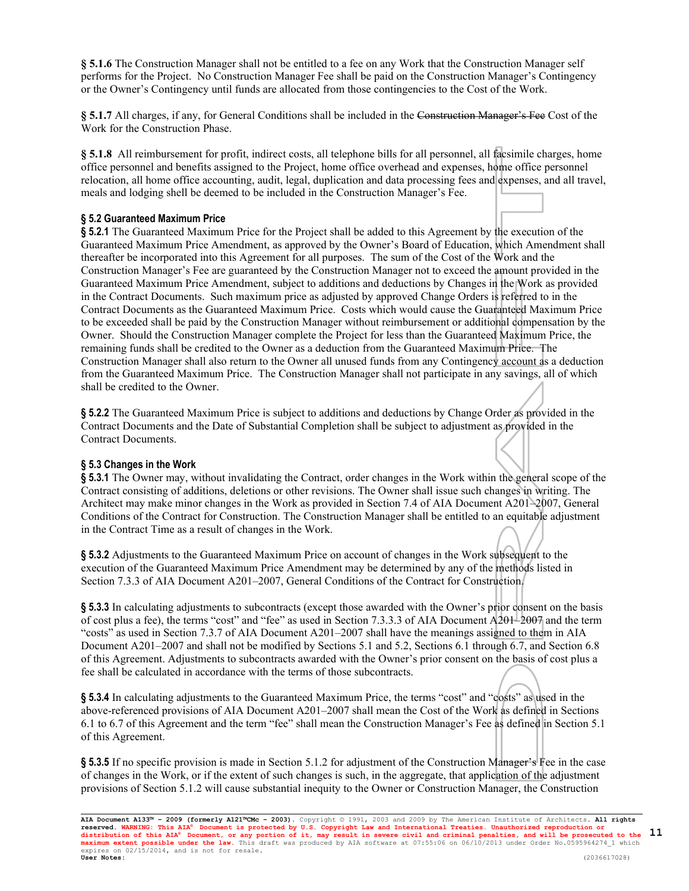**§ 5.1.6** The Construction Manager shall not be entitled to a fee on any Work that the Construction Manager self performs for the Project. No Construction Manager Fee shall be paid on the Construction Manager's Contingency or the Owner's Contingency until funds are allocated from those contingencies to the Cost of the Work.

**§ 5.1.7** All charges, if any, for General Conditions shall be included in the ~~Construction Manager's Fee~~ Cost of the Work for the Construction Phase.

**§ 5.1.8** All reimbursement for profit, indirect costs, all telephone bills for all personnel, all facsimile charges, home office personnel and benefits assigned to the Project, home office overhead and expenses, home office personnel relocation, all home office accounting, audit, legal, duplication and data processing fees and expenses, and all travel, meals and lodging shell be deemed to be included in the Construction Manager's Fee.

### § 5.2 Guaranteed Maximum Price

**§ 5.2.1** The Guaranteed Maximum Price for the Project shall be added to this Agreement by the execution of the Guaranteed Maximum Price Amendment, as approved by the Owner's Board of Education, which Amendment shall thereafter be incorporated into this Agreement for all purposes. The sum of the Cost of the Work and the Construction Manager's Fee are guaranteed by the Construction Manager not to exceed the amount provided in the Guaranteed Maximum Price Amendment, subject to additions and deductions by Changes in the Work as provided in the Contract Documents. Such maximum price as adjusted by approved Change Orders is referred to in the Contract Documents as the Guaranteed Maximum Price. Costs which would cause the Guaranteed Maximum Price to be exceeded shall be paid by the Construction Manager without reimbursement or additional compensation by the Owner. Should the Construction Manager complete the Project for less than the Guaranteed Maximum Price, the remaining funds shall be credited to the Owner as a deduction from the Guaranteed Maximum Price. The Construction Manager shall also return to the Owner all unused funds from any Contingency account as a deduction from the Guaranteed Maximum Price. The Construction Manager shall not participate in any savings, all of which shall be credited to the Owner.

**§ 5.2.2** The Guaranteed Maximum Price is subject to additions and deductions by Change Order as provided in the Contract Documents and the Date of Substantial Completion shall be subject to adjustment as provided in the Contract Documents.

### § 5.3 Changes in the Work

**§ 5.3.1** The Owner may, without invalidating the Contract, order changes in the Work within the general scope of the Contract consisting of additions, deletions or other revisions. The Owner shall issue such changes in writing. The Architect may make minor changes in the Work as provided in Section 7.4 of AIA Document A201–2007, General Conditions of the Contract for Construction. The Construction Manager shall be entitled to an equitable adjustment in the Contract Time as a result of changes in the Work.

**§ 5.3.2** Adjustments to the Guaranteed Maximum Price on account of changes in the Work subsequent to the execution of the Guaranteed Maximum Price Amendment may be determined by any of the methods listed in Section 7.3.3 of AIA Document A201–2007, General Conditions of the Contract for Construction.

**§ 5.3.3** In calculating adjustments to subcontracts (except those awarded with the Owner's prior consent on the basis of cost plus a fee), the terms "cost" and "fee" as used in Section 7.3.3.3 of AIA Document A201–2007 and the term "costs" as used in Section 7.3.7 of AIA Document A201–2007 shall have the meanings assigned to them in AIA Document A201–2007 and shall not be modified by Sections 5.1 and 5.2, Sections 6.1 through 6.7, and Section 6.8 of this Agreement. Adjustments to subcontracts awarded with the Owner's prior consent on the basis of cost plus a fee shall be calculated in accordance with the terms of those subcontracts.

**§ 5.3.4** In calculating adjustments to the Guaranteed Maximum Price, the terms "cost" and "costs" as used in the above-referenced provisions of AIA Document A201–2007 shall mean the Cost of the Work as defined in Sections 6.1 to 6.7 of this Agreement and the term "fee" shall mean the Construction Manager's Fee as defined in Section 5.1 of this Agreement.

**§ 5.3.5** If no specific provision is made in Section 5.1.2 for adjustment of the Construction Manager's Fee in the case of changes in the Work, or if the extent of such changes is such, in the aggregate, that application of the adjustment provisions of Section 5.1.2 will cause substantial inequity to the Owner or Construction Manager, the Construction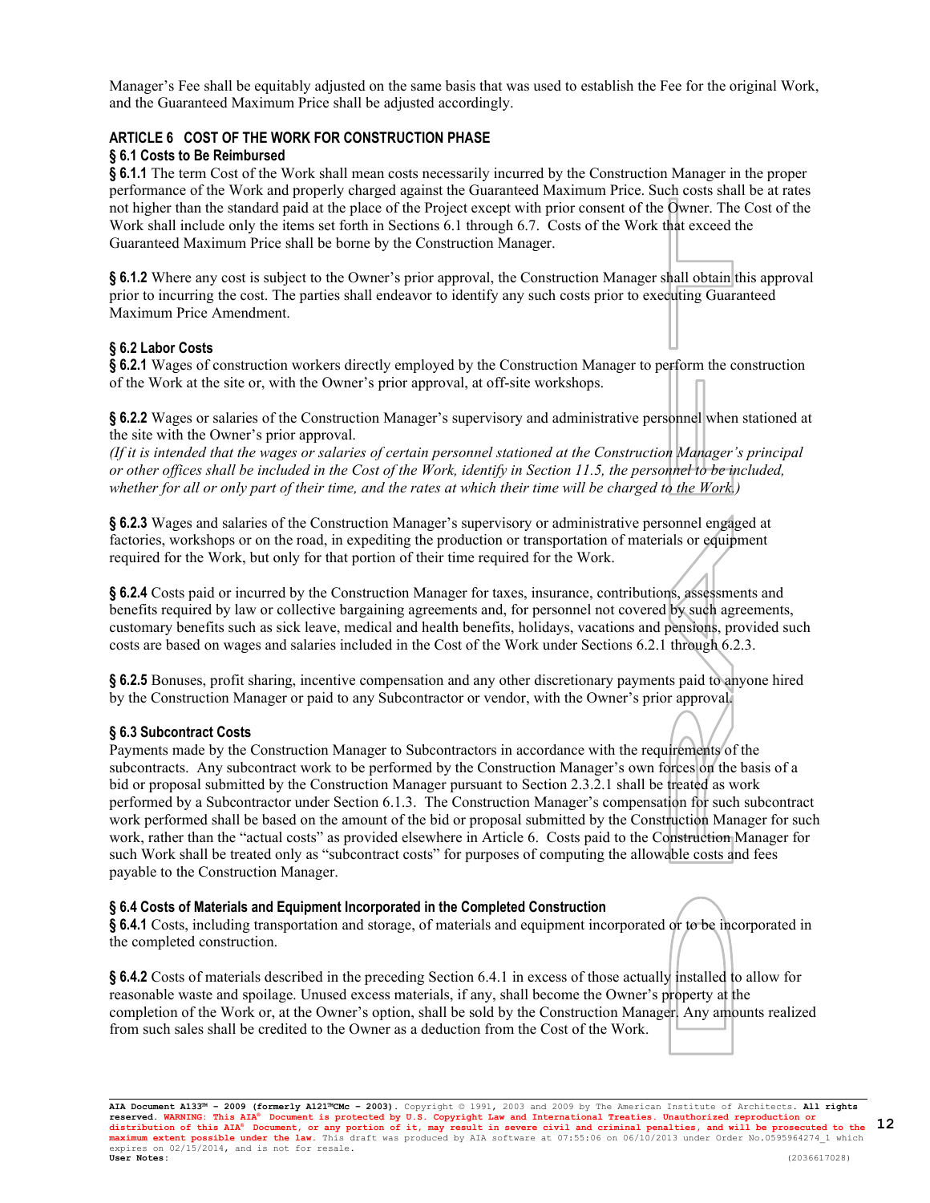Manager's Fee shall be equitably adjusted on the same basis that was used to establish the Fee for the original Work, and the Guaranteed Maximum Price shall be adjusted accordingly.

## ARTICLE 6 COST OF THE WORK FOR CONSTRUCTION PHASE

### § 6.1 Costs to Be Reimbursed

**§ 6.1.1** The term Cost of the Work shall mean costs necessarily incurred by the Construction Manager in the proper performance of the Work and properly charged against the Guaranteed Maximum Price. Such costs shall be at rates not higher than the standard paid at the place of the Project except with prior consent of the Owner. The Cost of the Work shall include only the items set forth in Sections 6.1 through 6.7. Costs of the Work that exceed the Guaranteed Maximum Price shall be borne by the Construction Manager.

**§ 6.1.2** Where any cost is subject to the Owner's prior approval, the Construction Manager shall obtain this approval prior to incurring the cost. The parties shall endeavor to identify any such costs prior to executing Guaranteed Maximum Price Amendment.

### § 6.2 Labor Costs

**§ 6.2.1** Wages of construction workers directly employed by the Construction Manager to perform the construction of the Work at the site or, with the Owner's prior approval, at off-site workshops.

**§ 6.2.2** Wages or salaries of the Construction Manager's supervisory and administrative personnel when stationed at the site with the Owner's prior approval.
*(If it is intended that the wages or salaries of certain personnel stationed at the Construction Manager's principal or other offices shall be included in the Cost of the Work, identify in Section 11.5, the personnel to be included, whether for all or only part of their time, and the rates at which their time will be charged to the Work.)*

**§ 6.2.3** Wages and salaries of the Construction Manager's supervisory or administrative personnel engaged at factories, workshops or on the road, in expediting the production or transportation of materials or equipment required for the Work, but only for that portion of their time required for the Work.

**§ 6.2.4** Costs paid or incurred by the Construction Manager for taxes, insurance, contributions, assessments and benefits required by law or collective bargaining agreements and, for personnel not covered by such agreements, customary benefits such as sick leave, medical and health benefits, holidays, vacations and pensions, provided such costs are based on wages and salaries included in the Cost of the Work under Sections 6.2.1 through 6.2.3.

**§ 6.2.5** Bonuses, profit sharing, incentive compensation and any other discretionary payments paid to anyone hired by the Construction Manager or paid to any Subcontractor or vendor, with the Owner's prior approval.

### § 6.3 Subcontract Costs

Payments made by the Construction Manager to Subcontractors in accordance with the requirements of the subcontracts. Any subcontract work to be performed by the Construction Manager's own forces on the basis of a bid or proposal submitted by the Construction Manager pursuant to Section 2.3.2.1 shall be treated as work performed by a Subcontractor under Section 6.1.3. The Construction Manager's compensation for such subcontract work performed shall be based on the amount of the bid or proposal submitted by the Construction Manager for such work, rather than the "actual costs" as provided elsewhere in Article 6. Costs paid to the Construction Manager for such Work shall be treated only as "subcontract costs" for purposes of computing the allowable costs and fees payable to the Construction Manager.

### § 6.4 Costs of Materials and Equipment Incorporated in the Completed Construction

**§ 6.4.1** Costs, including transportation and storage, of materials and equipment incorporated or to be incorporated in the completed construction.

**§ 6.4.2** Costs of materials described in the preceding Section 6.4.1 in excess of those actually installed to allow for reasonable waste and spoilage. Unused excess materials, if any, shall become the Owner's property at the completion of the Work or, at the Owner's option, shall be sold by the Construction Manager. Any amounts realized from such sales shall be credited to the Owner as a deduction from the Cost of the Work.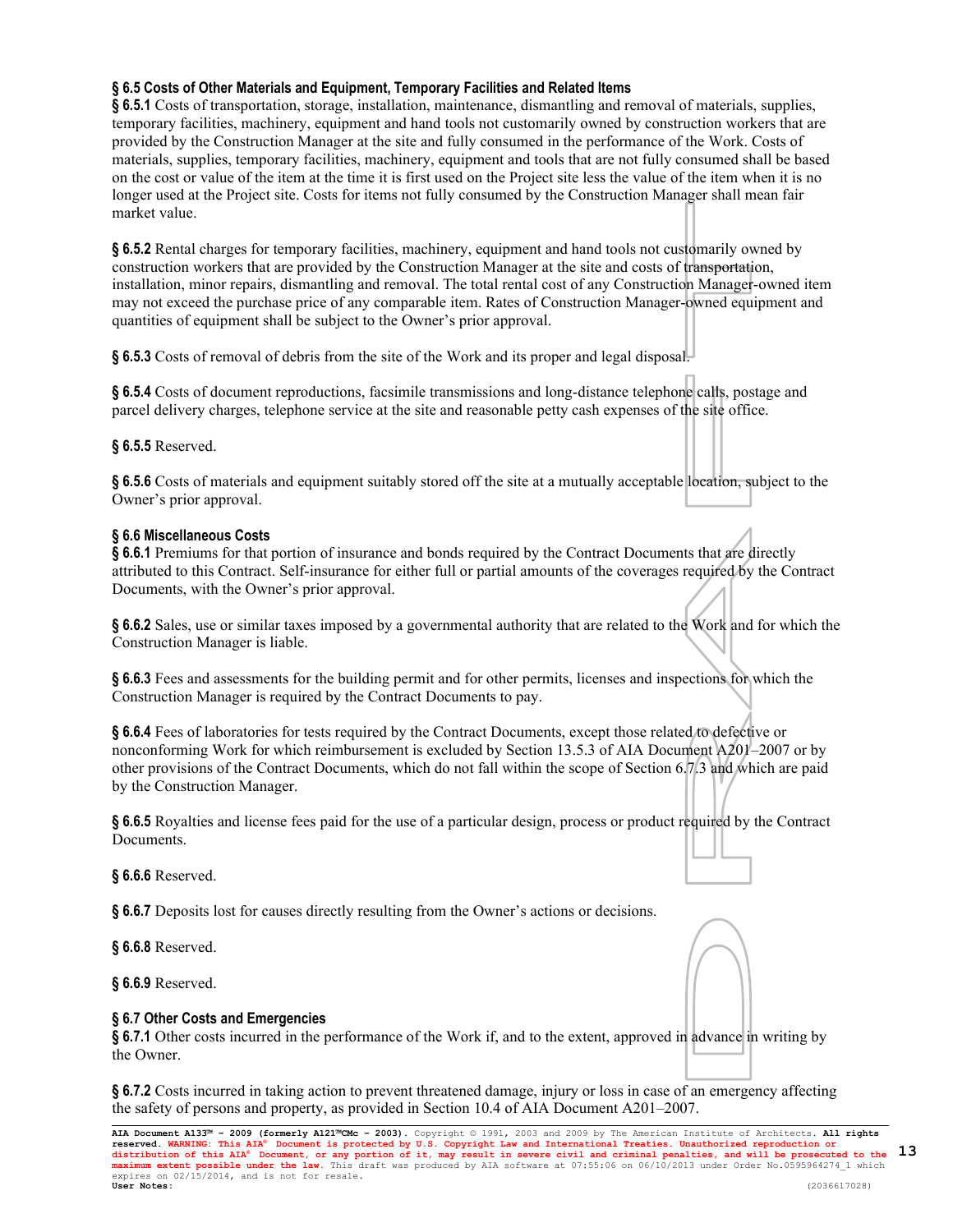### § 6.5 Costs of Other Materials and Equipment, Temporary Facilities and Related Items

**§ 6.5.1** Costs of transportation, storage, installation, maintenance, dismantling and removal of materials, supplies, temporary facilities, machinery, equipment and hand tools not customarily owned by construction workers that are provided by the Construction Manager at the site and fully consumed in the performance of the Work. Costs of materials, supplies, temporary facilities, machinery, equipment and tools that are not fully consumed shall be based on the cost or value of the item at the time it is first used on the Project site less the value of the item when it is no longer used at the Project site. Costs for items not fully consumed by the Construction Manager shall mean fair market value.

**§ 6.5.2** Rental charges for temporary facilities, machinery, equipment and hand tools not customarily owned by construction workers that are provided by the Construction Manager at the site and costs of transportation, installation, minor repairs, dismantling and removal. The total rental cost of any Construction Manager-owned item may not exceed the purchase price of any comparable item. Rates of Construction Manager-owned equipment and quantities of equipment shall be subject to the Owner's prior approval.

**§ 6.5.3** Costs of removal of debris from the site of the Work and its proper and legal disposal.

**§ 6.5.4** Costs of document reproductions, facsimile transmissions and long-distance telephone calls, postage and parcel delivery charges, telephone service at the site and reasonable petty cash expenses of the site office.

**§ 6.5.5** Reserved.

**§ 6.5.6** Costs of materials and equipment suitably stored off the site at a mutually acceptable location, subject to the Owner's prior approval.

### § 6.6 Miscellaneous Costs

**§ 6.6.1** Premiums for that portion of insurance and bonds required by the Contract Documents that are directly attributed to this Contract. Self-insurance for either full or partial amounts of the coverages required by the Contract Documents, with the Owner's prior approval.

**§ 6.6.2** Sales, use or similar taxes imposed by a governmental authority that are related to the Work and for which the Construction Manager is liable.

**§ 6.6.3** Fees and assessments for the building permit and for other permits, licenses and inspections for which the Construction Manager is required by the Contract Documents to pay.

**§ 6.6.4** Fees of laboratories for tests required by the Contract Documents, except those related to defective or nonconforming Work for which reimbursement is excluded by Section 13.5.3 of AIA Document A201–2007 or by other provisions of the Contract Documents, which do not fall within the scope of Section 6.7.3 and which are paid by the Construction Manager.

**§ 6.6.5** Royalties and license fees paid for the use of a particular design, process or product required by the Contract Documents.

**§ 6.6.6** Reserved.

**§ 6.6.7** Deposits lost for causes directly resulting from the Owner's actions or decisions.

**§ 6.6.8** Reserved.

**§ 6.6.9** Reserved.

### § 6.7 Other Costs and Emergencies

**§ 6.7.1** Other costs incurred in the performance of the Work if, and to the extent, approved in advance in writing by the Owner.

**§ 6.7.2** Costs incurred in taking action to prevent threatened damage, injury or loss in case of an emergency affecting the safety of persons and property, as provided in Section 10.4 of AIA Document A201–2007.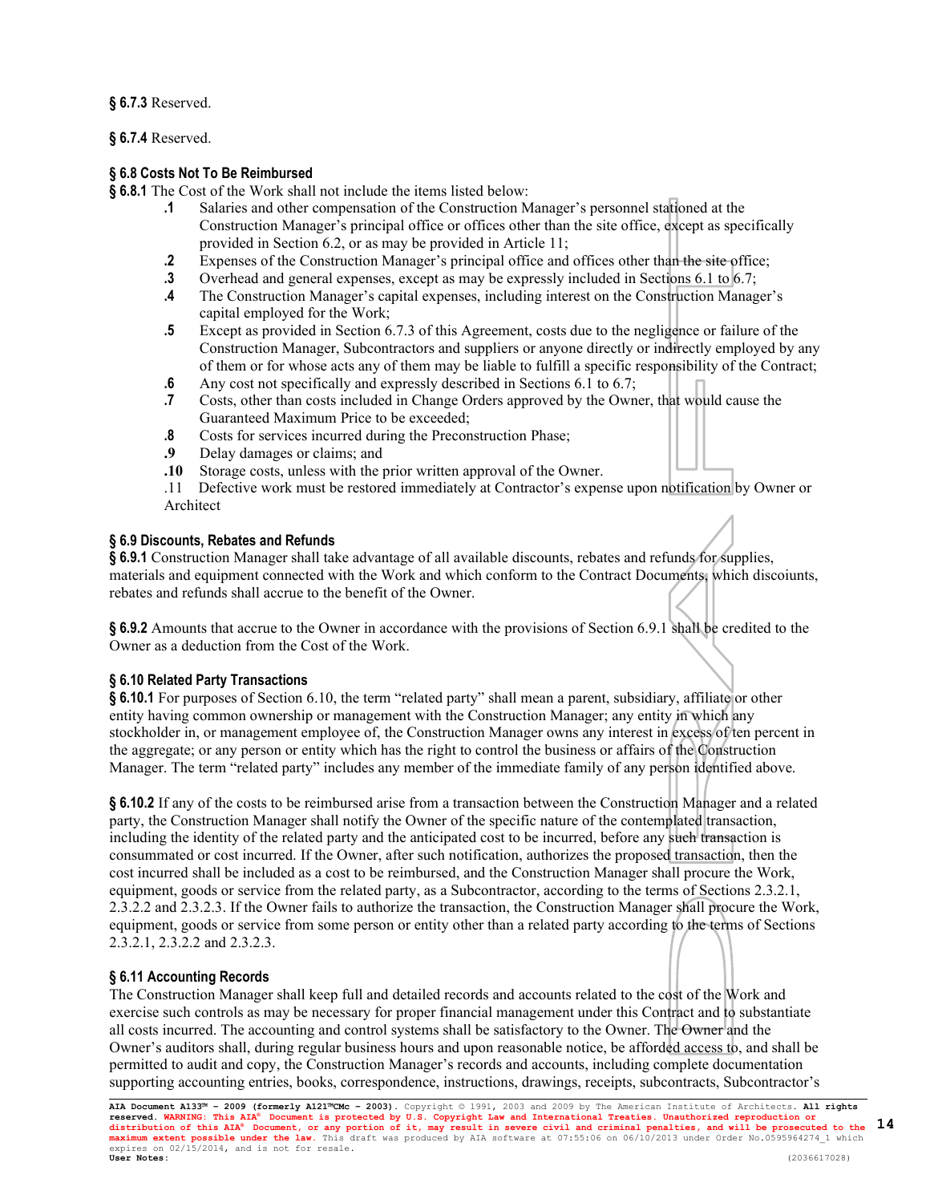**§ 6.7.3** Reserved.

**§ 6.7.4** Reserved.

**§ 6.8 Costs Not To Be Reimbursed**

**§ 6.8.1** The Cost of the Work shall not include the items listed below:

- **.1** Salaries and other compensation of the Construction Manager's personnel stationed at the Construction Manager's principal office or offices other than the site office, except as specifically provided in Section 6.2, or as may be provided in Article 11;
- **.2** Expenses of the Construction Manager's principal office and offices other than the site office;
- **.3** Overhead and general expenses, except as may be expressly included in Sections 6.1 to 6.7;
- **.4** The Construction Manager's capital expenses, including interest on the Construction Manager's capital employed for the Work;
- **.5** Except as provided in Section 6.7.3 of this Agreement, costs due to the negligence or failure of the Construction Manager, Subcontractors and suppliers or anyone directly or indirectly employed by any of them or for whose acts any of them may be liable to fulfill a specific responsibility of the Contract;
- **.6** Any cost not specifically and expressly described in Sections 6.1 to 6.7;
- **.7** Costs, other than costs included in Change Orders approved by the Owner, that would cause the Guaranteed Maximum Price to be exceeded;
- **.8** Costs for services incurred during the Preconstruction Phase;
- **.9** Delay damages or claims; and
- **.10** Storage costs, unless with the prior written approval of the Owner.
- .11 Defective work must be restored immediately at Contractor's expense upon notification by Owner or Architect

**§ 6.9 Discounts, Rebates and Refunds**

**§ 6.9.1** Construction Manager shall take advantage of all available discounts, rebates and refunds for supplies, materials and equipment connected with the Work and which conform to the Contract Documents, which discoiunts, rebates and refunds shall accrue to the benefit of the Owner.

**§ 6.9.2** Amounts that accrue to the Owner in accordance with the provisions of Section 6.9.1 shall be credited to the Owner as a deduction from the Cost of the Work.

**§ 6.10 Related Party Transactions**

**§ 6.10.1** For purposes of Section 6.10, the term "related party" shall mean a parent, subsidiary, affiliate or other entity having common ownership or management with the Construction Manager; any entity in which any stockholder in, or management employee of, the Construction Manager owns any interest in excess of ten percent in the aggregate; or any person or entity which has the right to control the business or affairs of the Construction Manager. The term "related party" includes any member of the immediate family of any person identified above.

**§ 6.10.2** If any of the costs to be reimbursed arise from a transaction between the Construction Manager and a related party, the Construction Manager shall notify the Owner of the specific nature of the contemplated transaction, including the identity of the related party and the anticipated cost to be incurred, before any such transaction is consummated or cost incurred. If the Owner, after such notification, authorizes the proposed transaction, then the cost incurred shall be included as a cost to be reimbursed, and the Construction Manager shall procure the Work, equipment, goods or service from the related party, as a Subcontractor, according to the terms of Sections 2.3.2.1, 2.3.2.2 and 2.3.2.3. If the Owner fails to authorize the transaction, the Construction Manager shall procure the Work, equipment, goods or service from some person or entity other than a related party according to the terms of Sections 2.3.2.1, 2.3.2.2 and 2.3.2.3.

**§ 6.11 Accounting Records**

The Construction Manager shall keep full and detailed records and accounts related to the cost of the Work and exercise such controls as may be necessary for proper financial management under this Contract and to substantiate all costs incurred. The accounting and control systems shall be satisfactory to the Owner. The Owner and the Owner's auditors shall, during regular business hours and upon reasonable notice, be afforded access to, and shall be permitted to audit and copy, the Construction Manager's records and accounts, including complete documentation supporting accounting entries, books, correspondence, instructions, drawings, receipts, subcontracts, Subcontractor's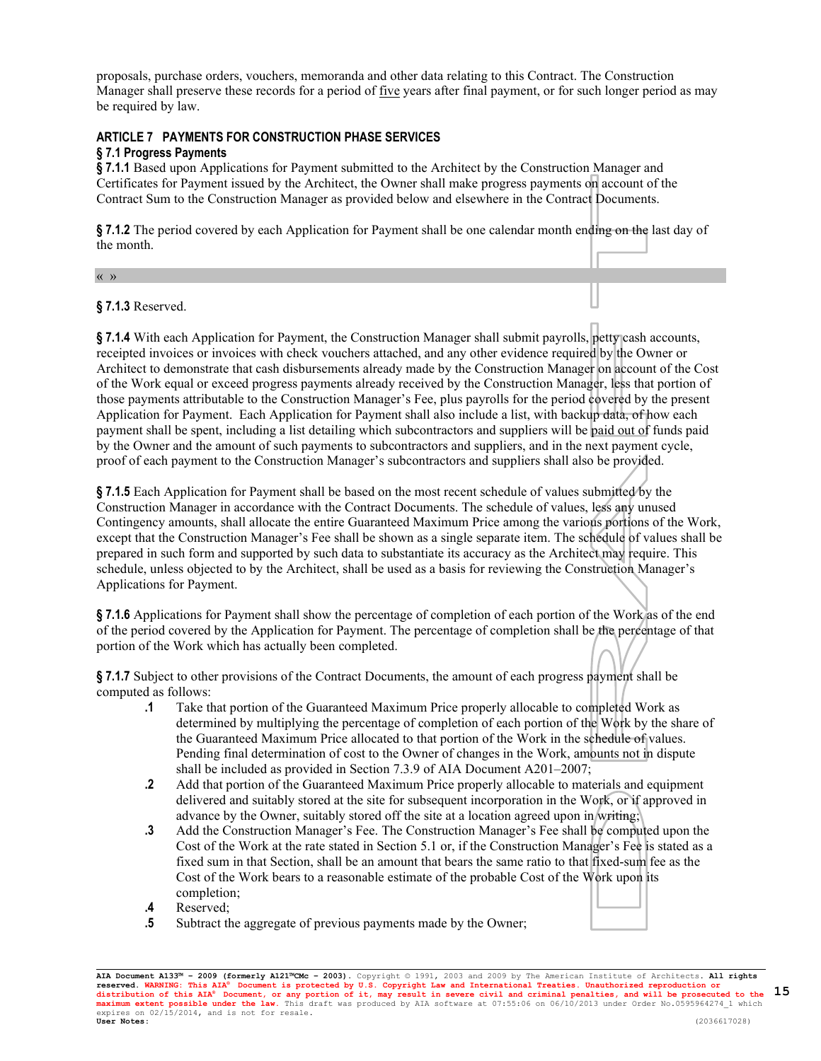proposals, purchase orders, vouchers, memoranda and other data relating to this Contract. The Construction Manager shall preserve these records for a period of five years after final payment, or for such longer period as may be required by law.

## ARTICLE 7 PAYMENTS FOR CONSTRUCTION PHASE SERVICES

### § 7.1 Progress Payments

**§ 7.1.1** Based upon Applications for Payment submitted to the Architect by the Construction Manager and Certificates for Payment issued by the Architect, the Owner shall make progress payments on account of the Contract Sum to the Construction Manager as provided below and elsewhere in the Contract Documents.

**§ 7.1.2** The period covered by each Application for Payment shall be one calendar month ending on the last day of the month.

« »

**§ 7.1.3** Reserved.

**§ 7.1.4** With each Application for Payment, the Construction Manager shall submit payrolls, petty cash accounts, receipted invoices or invoices with check vouchers attached, and any other evidence required by the Owner or Architect to demonstrate that cash disbursements already made by the Construction Manager on account of the Cost of the Work equal or exceed progress payments already received by the Construction Manager, less that portion of those payments attributable to the Construction Manager's Fee, plus payrolls for the period covered by the present Application for Payment. Each Application for Payment shall also include a list, with backup data, of how each payment shall be spent, including a list detailing which subcontractors and suppliers will be paid out of funds paid by the Owner and the amount of such payments to subcontractors and suppliers, and in the next payment cycle, proof of each payment to the Construction Manager's subcontractors and suppliers shall also be provided.

**§ 7.1.5** Each Application for Payment shall be based on the most recent schedule of values submitted by the Construction Manager in accordance with the Contract Documents. The schedule of values, less any unused Contingency amounts, shall allocate the entire Guaranteed Maximum Price among the various portions of the Work, except that the Construction Manager's Fee shall be shown as a single separate item. The schedule of values shall be prepared in such form and supported by such data to substantiate its accuracy as the Architect may require. This schedule, unless objected to by the Architect, shall be used as a basis for reviewing the Construction Manager's Applications for Payment.

**§ 7.1.6** Applications for Payment shall show the percentage of completion of each portion of the Work as of the end of the period covered by the Application for Payment. The percentage of completion shall be the percentage of that portion of the Work which has actually been completed.

**§ 7.1.7** Subject to other provisions of the Contract Documents, the amount of each progress payment shall be computed as follows:

- **.1** Take that portion of the Guaranteed Maximum Price properly allocable to completed Work as determined by multiplying the percentage of completion of each portion of the Work by the share of the Guaranteed Maximum Price allocated to that portion of the Work in the schedule of values. Pending final determination of cost to the Owner of changes in the Work, amounts not in dispute shall be included as provided in Section 7.3.9 of AIA Document A201–2007;
- **.2** Add that portion of the Guaranteed Maximum Price properly allocable to materials and equipment delivered and suitably stored at the site for subsequent incorporation in the Work, or if approved in advance by the Owner, suitably stored off the site at a location agreed upon in writing;
- **.3** Add the Construction Manager's Fee. The Construction Manager's Fee shall be computed upon the Cost of the Work at the rate stated in Section 5.1 or, if the Construction Manager's Fee is stated as a fixed sum in that Section, shall be an amount that bears the same ratio to that fixed-sum fee as the Cost of the Work bears to a reasonable estimate of the probable Cost of the Work upon its completion;
- **.4** Reserved;
- **.5** Subtract the aggregate of previous payments made by the Owner;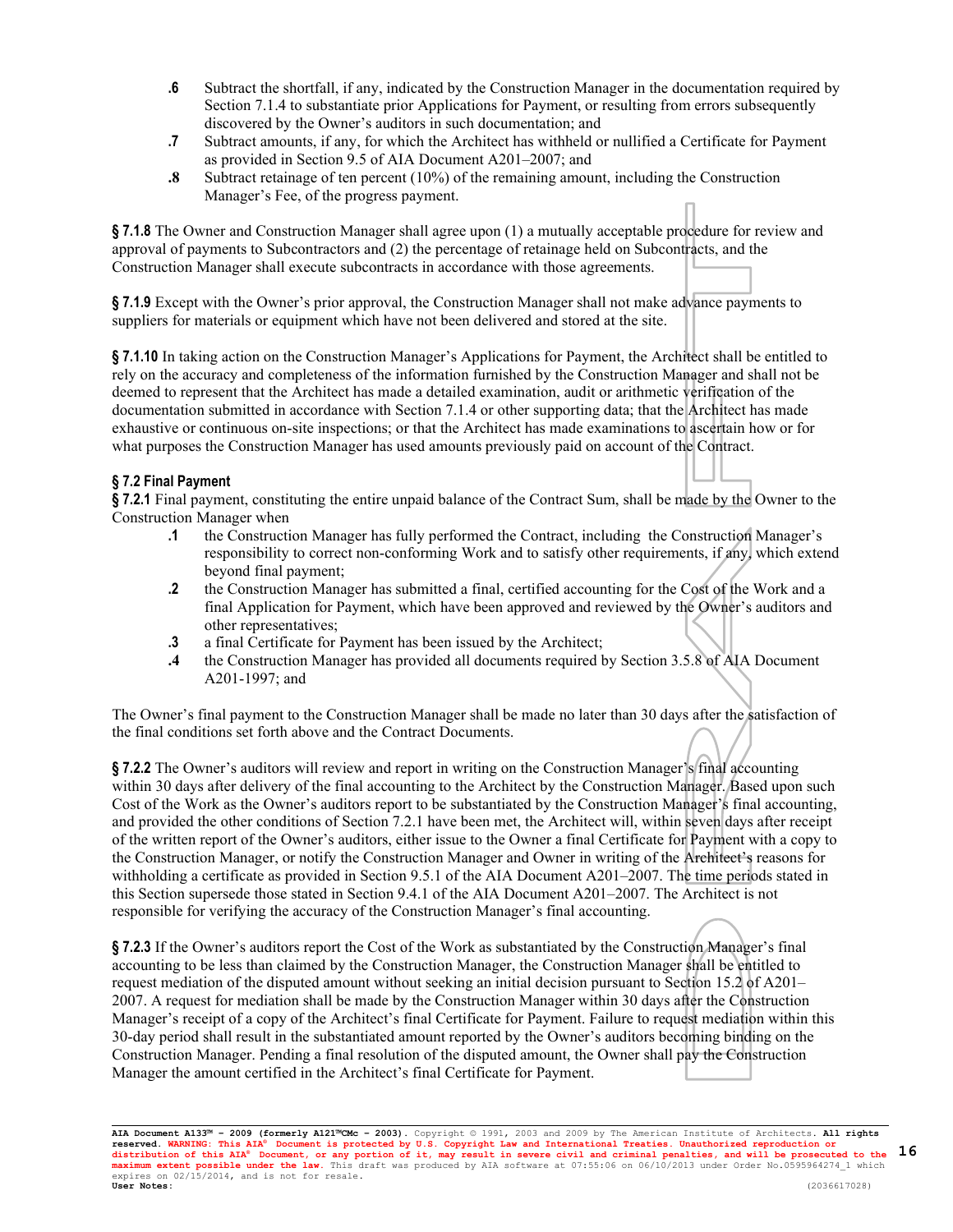**.6** Subtract the shortfall, if any, indicated by the Construction Manager in the documentation required by Section 7.1.4 to substantiate prior Applications for Payment, or resulting from errors subsequently discovered by the Owner's auditors in such documentation; and

**.7** Subtract amounts, if any, for which the Architect has withheld or nullified a Certificate for Payment as provided in Section 9.5 of AIA Document A201–2007; and

**.8** Subtract retainage of ten percent (10%) of the remaining amount, including the Construction Manager's Fee, of the progress payment.

**§ 7.1.8** The Owner and Construction Manager shall agree upon (1) a mutually acceptable procedure for review and approval of payments to Subcontractors and (2) the percentage of retainage held on Subcontracts, and the Construction Manager shall execute subcontracts in accordance with those agreements.

**§ 7.1.9** Except with the Owner's prior approval, the Construction Manager shall not make advance payments to suppliers for materials or equipment which have not been delivered and stored at the site.

**§ 7.1.10** In taking action on the Construction Manager's Applications for Payment, the Architect shall be entitled to rely on the accuracy and completeness of the information furnished by the Construction Manager and shall not be deemed to represent that the Architect has made a detailed examination, audit or arithmetic verification of the documentation submitted in accordance with Section 7.1.4 or other supporting data; that the Architect has made exhaustive or continuous on-site inspections; or that the Architect has made examinations to ascertain how or for what purposes the Construction Manager has used amounts previously paid on account of the Contract.

## § 7.2 Final Payment

**§ 7.2.1** Final payment, constituting the entire unpaid balance of the Contract Sum, shall be made by the Owner to the Construction Manager when

**.1** the Construction Manager has fully performed the Contract, including the Construction Manager's responsibility to correct non-conforming Work and to satisfy other requirements, if any, which extend beyond final payment;

**.2** the Construction Manager has submitted a final, certified accounting for the Cost of the Work and a final Application for Payment, which have been approved and reviewed by the Owner's auditors and other representatives;

**.3** a final Certificate for Payment has been issued by the Architect;

**.4** the Construction Manager has provided all documents required by Section 3.5.8 of AIA Document A201-1997; and

The Owner's final payment to the Construction Manager shall be made no later than 30 days after the satisfaction of the final conditions set forth above and the Contract Documents.

**§ 7.2.2** The Owner's auditors will review and report in writing on the Construction Manager's final accounting within 30 days after delivery of the final accounting to the Architect by the Construction Manager. Based upon such Cost of the Work as the Owner's auditors report to be substantiated by the Construction Manager's final accounting, and provided the other conditions of Section 7.2.1 have been met, the Architect will, within seven days after receipt of the written report of the Owner's auditors, either issue to the Owner a final Certificate for Payment with a copy to the Construction Manager, or notify the Construction Manager and Owner in writing of the Architect's reasons for withholding a certificate as provided in Section 9.5.1 of the AIA Document A201–2007. The time periods stated in this Section supersede those stated in Section 9.4.1 of the AIA Document A201–2007. The Architect is not responsible for verifying the accuracy of the Construction Manager's final accounting.

**§ 7.2.3** If the Owner's auditors report the Cost of the Work as substantiated by the Construction Manager's final accounting to be less than claimed by the Construction Manager, the Construction Manager shall be entitled to request mediation of the disputed amount without seeking an initial decision pursuant to Section 15.2 of A201–2007. A request for mediation shall be made by the Construction Manager within 30 days after the Construction Manager's receipt of a copy of the Architect's final Certificate for Payment. Failure to request mediation within this 30-day period shall result in the substantiated amount reported by the Owner's auditors becoming binding on the Construction Manager. Pending a final resolution of the disputed amount, the Owner shall pay the Construction Manager the amount certified in the Architect's final Certificate for Payment.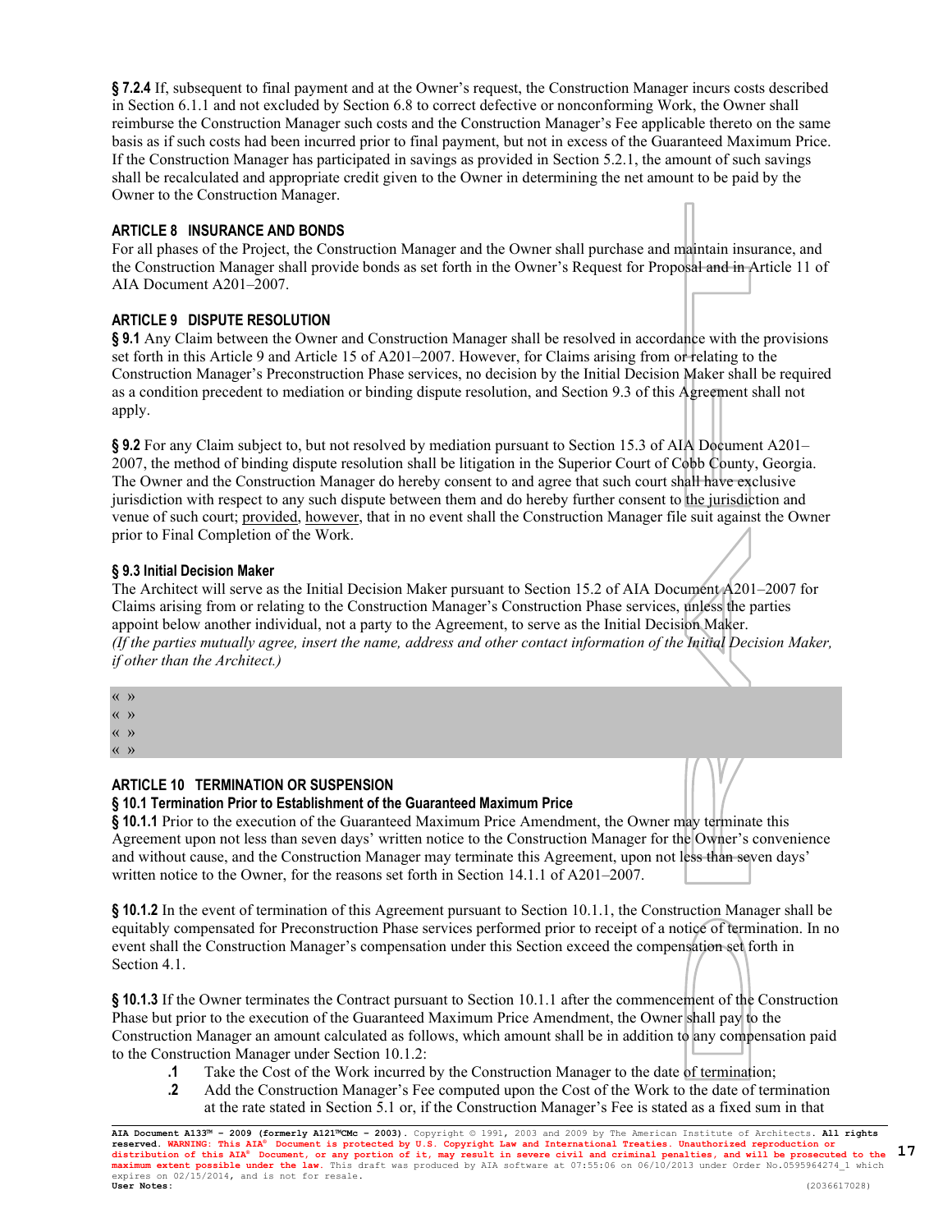**§ 7.2.4** If, subsequent to final payment and at the Owner's request, the Construction Manager incurs costs described in Section 6.1.1 and not excluded by Section 6.8 to correct defective or nonconforming Work, the Owner shall reimburse the Construction Manager such costs and the Construction Manager's Fee applicable thereto on the same basis as if such costs had been incurred prior to final payment, but not in excess of the Guaranteed Maximum Price. If the Construction Manager has participated in savings as provided in Section 5.2.1, the amount of such savings shall be recalculated and appropriate credit given to the Owner in determining the net amount to be paid by the Owner to the Construction Manager.

## ARTICLE 8 INSURANCE AND BONDS

For all phases of the Project, the Construction Manager and the Owner shall purchase and maintain insurance, and the Construction Manager shall provide bonds as set forth in the Owner's Request for Proposal and in Article 11 of AIA Document A201–2007.

## ARTICLE 9 DISPUTE RESOLUTION

**§ 9.1** Any Claim between the Owner and Construction Manager shall be resolved in accordance with the provisions set forth in this Article 9 and Article 15 of A201–2007. However, for Claims arising from or relating to the Construction Manager's Preconstruction Phase services, no decision by the Initial Decision Maker shall be required as a condition precedent to mediation or binding dispute resolution, and Section 9.3 of this Agreement shall not apply.

**§ 9.2** For any Claim subject to, but not resolved by mediation pursuant to Section 15.3 of AIA Document A201–2007, the method of binding dispute resolution shall be litigation in the Superior Court of Cobb County, Georgia. The Owner and the Construction Manager do hereby consent to and agree that such court shall have exclusive jurisdiction with respect to any such dispute between them and do hereby further consent to the jurisdiction and venue of such court; provided, however, that in no event shall the Construction Manager file suit against the Owner prior to Final Completion of the Work.

### § 9.3 Initial Decision Maker

The Architect will serve as the Initial Decision Maker pursuant to Section 15.2 of AIA Document A201–2007 for Claims arising from or relating to the Construction Manager's Construction Phase services, unless the parties appoint below another individual, not a party to the Agreement, to serve as the Initial Decision Maker.
*(If the parties mutually agree, insert the name, address and other contact information of the Initial Decision Maker, if other than the Architect.)*

« »
« »
« »
« »

## ARTICLE 10 TERMINATION OR SUSPENSION

### § 10.1 Termination Prior to Establishment of the Guaranteed Maximum Price

**§ 10.1.1** Prior to the execution of the Guaranteed Maximum Price Amendment, the Owner may terminate this Agreement upon not less than seven days' written notice to the Construction Manager for the Owner's convenience and without cause, and the Construction Manager may terminate this Agreement, upon not less than seven days' written notice to the Owner, for the reasons set forth in Section 14.1.1 of A201–2007.

**§ 10.1.2** In the event of termination of this Agreement pursuant to Section 10.1.1, the Construction Manager shall be equitably compensated for Preconstruction Phase services performed prior to receipt of a notice of termination. In no event shall the Construction Manager's compensation under this Section exceed the compensation set forth in Section 4.1.

**§ 10.1.3** If the Owner terminates the Contract pursuant to Section 10.1.1 after the commencement of the Construction Phase but prior to the execution of the Guaranteed Maximum Price Amendment, the Owner shall pay to the Construction Manager an amount calculated as follows, which amount shall be in addition to any compensation paid to the Construction Manager under Section 10.1.2:

- **.1** Take the Cost of the Work incurred by the Construction Manager to the date of termination;
- **.2** Add the Construction Manager's Fee computed upon the Cost of the Work to the date of termination at the rate stated in Section 5.1 or, if the Construction Manager's Fee is stated as a fixed sum in that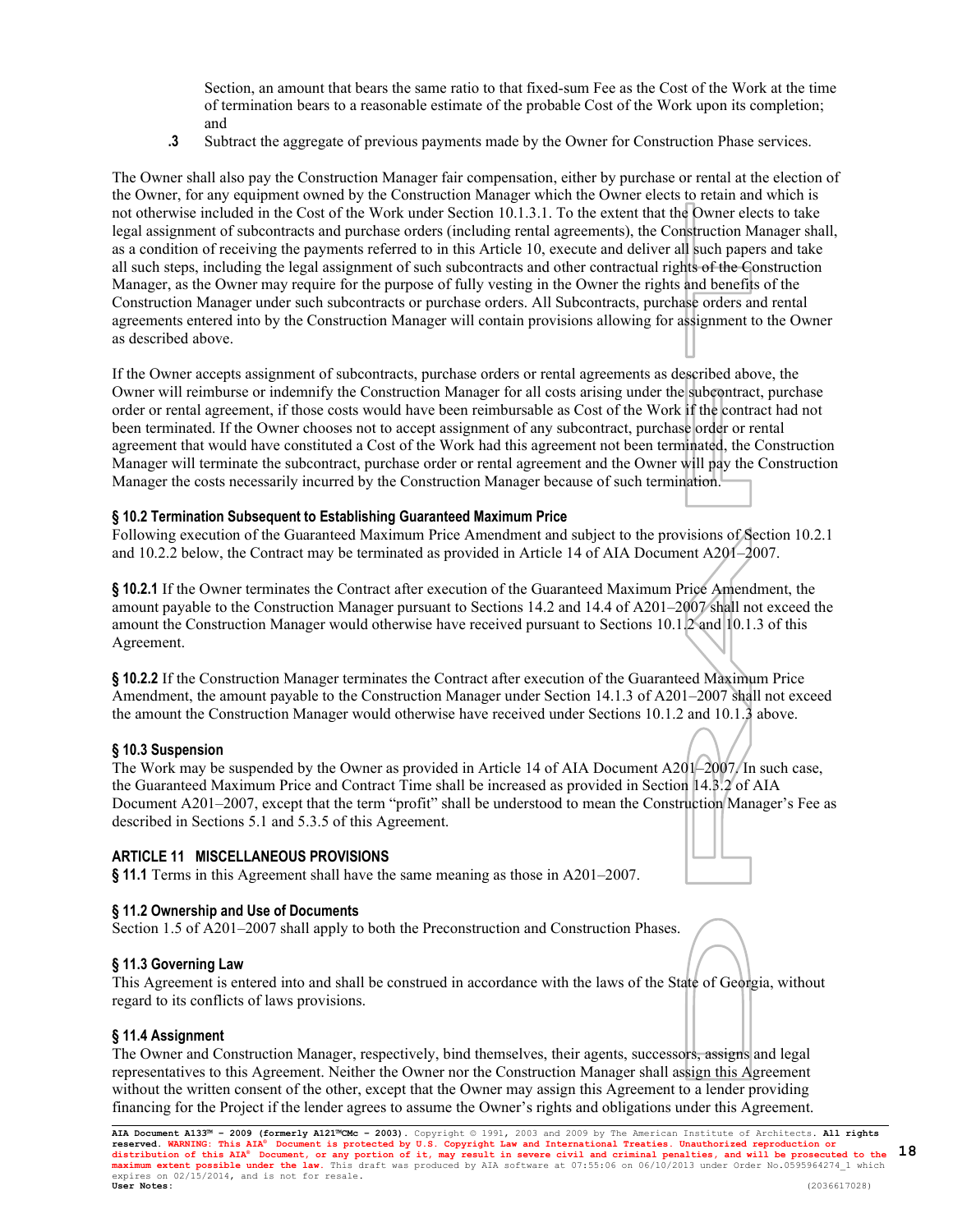Section, an amount that bears the same ratio to that fixed-sum Fee as the Cost of the Work at the time of termination bears to a reasonable estimate of the probable Cost of the Work upon its completion; and

**.3** Subtract the aggregate of previous payments made by the Owner for Construction Phase services.

The Owner shall also pay the Construction Manager fair compensation, either by purchase or rental at the election of the Owner, for any equipment owned by the Construction Manager which the Owner elects to retain and which is not otherwise included in the Cost of the Work under Section 10.1.3.1. To the extent that the Owner elects to take legal assignment of subcontracts and purchase orders (including rental agreements), the Construction Manager shall, as a condition of receiving the payments referred to in this Article 10, execute and deliver all such papers and take all such steps, including the legal assignment of such subcontracts and other contractual rights of the Construction Manager, as the Owner may require for the purpose of fully vesting in the Owner the rights and benefits of the Construction Manager under such subcontracts or purchase orders. All Subcontracts, purchase orders and rental agreements entered into by the Construction Manager will contain provisions allowing for assignment to the Owner as described above.

If the Owner accepts assignment of subcontracts, purchase orders or rental agreements as described above, the Owner will reimburse or indemnify the Construction Manager for all costs arising under the subcontract, purchase order or rental agreement, if those costs would have been reimbursable as Cost of the Work if the contract had not been terminated. If the Owner chooses not to accept assignment of any subcontract, purchase order or rental agreement that would have constituted a Cost of the Work had this agreement not been terminated, the Construction Manager will terminate the subcontract, purchase order or rental agreement and the Owner will pay the Construction Manager the costs necessarily incurred by the Construction Manager because of such termination.

**§ 10.2 Termination Subsequent to Establishing Guaranteed Maximum Price**
Following execution of the Guaranteed Maximum Price Amendment and subject to the provisions of Section 10.2.1 and 10.2.2 below, the Contract may be terminated as provided in Article 14 of AIA Document A201–2007.

**§ 10.2.1** If the Owner terminates the Contract after execution of the Guaranteed Maximum Price Amendment, the amount payable to the Construction Manager pursuant to Sections 14.2 and 14.4 of A201–2007 shall not exceed the amount the Construction Manager would otherwise have received pursuant to Sections 10.1.2 and 10.1.3 of this Agreement.

**§ 10.2.2** If the Construction Manager terminates the Contract after execution of the Guaranteed Maximum Price Amendment, the amount payable to the Construction Manager under Section 14.1.3 of A201–2007 shall not exceed the amount the Construction Manager would otherwise have received under Sections 10.1.2 and 10.1.3 above.

**§ 10.3 Suspension**
The Work may be suspended by the Owner as provided in Article 14 of AIA Document A201–2007. In such case, the Guaranteed Maximum Price and Contract Time shall be increased as provided in Section 14.3.2 of AIA Document A201–2007, except that the term "profit" shall be understood to mean the Construction Manager's Fee as described in Sections 5.1 and 5.3.5 of this Agreement.

## ARTICLE 11 MISCELLANEOUS PROVISIONS

**§ 11.1** Terms in this Agreement shall have the same meaning as those in A201–2007.

**§ 11.2 Ownership and Use of Documents**
Section 1.5 of A201–2007 shall apply to both the Preconstruction and Construction Phases.

**§ 11.3 Governing Law**
This Agreement is entered into and shall be construed in accordance with the laws of the State of Georgia, without regard to its conflicts of laws provisions.

**§ 11.4 Assignment**
The Owner and Construction Manager, respectively, bind themselves, their agents, successors, assigns and legal representatives to this Agreement. Neither the Owner nor the Construction Manager shall assign this Agreement without the written consent of the other, except that the Owner may assign this Agreement to a lender providing financing for the Project if the lender agrees to assume the Owner's rights and obligations under this Agreement.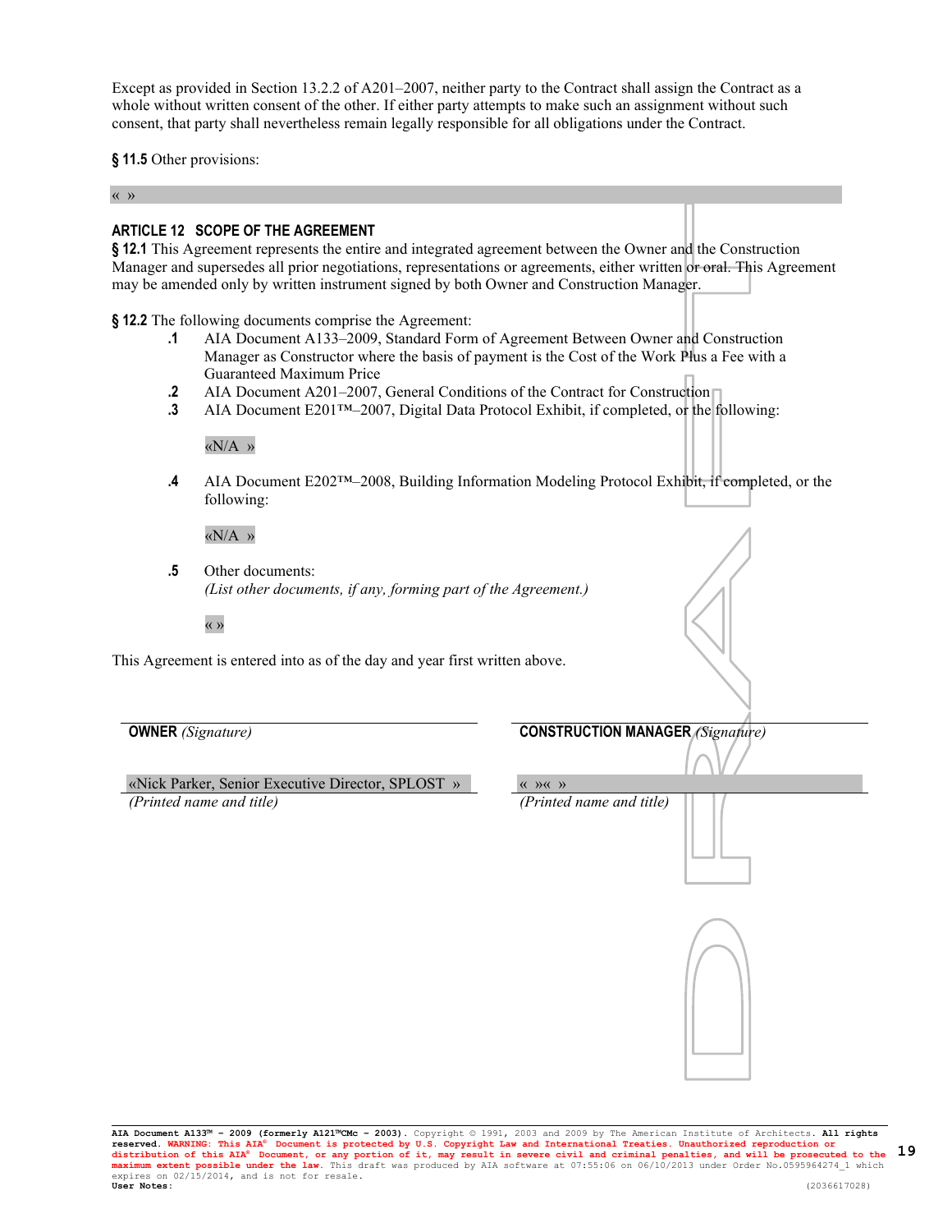Except as provided in Section 13.2.2 of A201–2007, neither party to the Contract shall assign the Contract as a whole without written consent of the other. If either party attempts to make such an assignment without such consent, that party shall nevertheless remain legally responsible for all obligations under the Contract.

**§ 11.5** Other provisions:

« »

## ARTICLE 12 SCOPE OF THE AGREEMENT

**§ 12.1** This Agreement represents the entire and integrated agreement between the Owner and the Construction Manager and supersedes all prior negotiations, representations or agreements, either written or oral. This Agreement may be amended only by written instrument signed by both Owner and Construction Manager.

**§ 12.2** The following documents comprise the Agreement:

**.1** AIA Document A133–2009, Standard Form of Agreement Between Owner and Construction Manager as Constructor where the basis of payment is the Cost of the Work Plus a Fee with a Guaranteed Maximum Price

**.2** AIA Document A201–2007, General Conditions of the Contract for Construction

**.3** AIA Document E201™–2007, Digital Data Protocol Exhibit, if completed, or the following:

«N/A »

**.4** AIA Document E202™–2008, Building Information Modeling Protocol Exhibit, if completed, or the following:

«N/A »

**.5** Other documents:
*(List other documents, if any, forming part of the Agreement.)*

« »

This Agreement is entered into as of the day and year first written above.

| **OWNER** *(Signature)* | **CONSTRUCTION MANAGER** *(Signature)* |
|---|---|
| «Nick Parker, Senior Executive Director, SPLOST » | « »« » |
| *(Printed name and title)* | *(Printed name and title)* |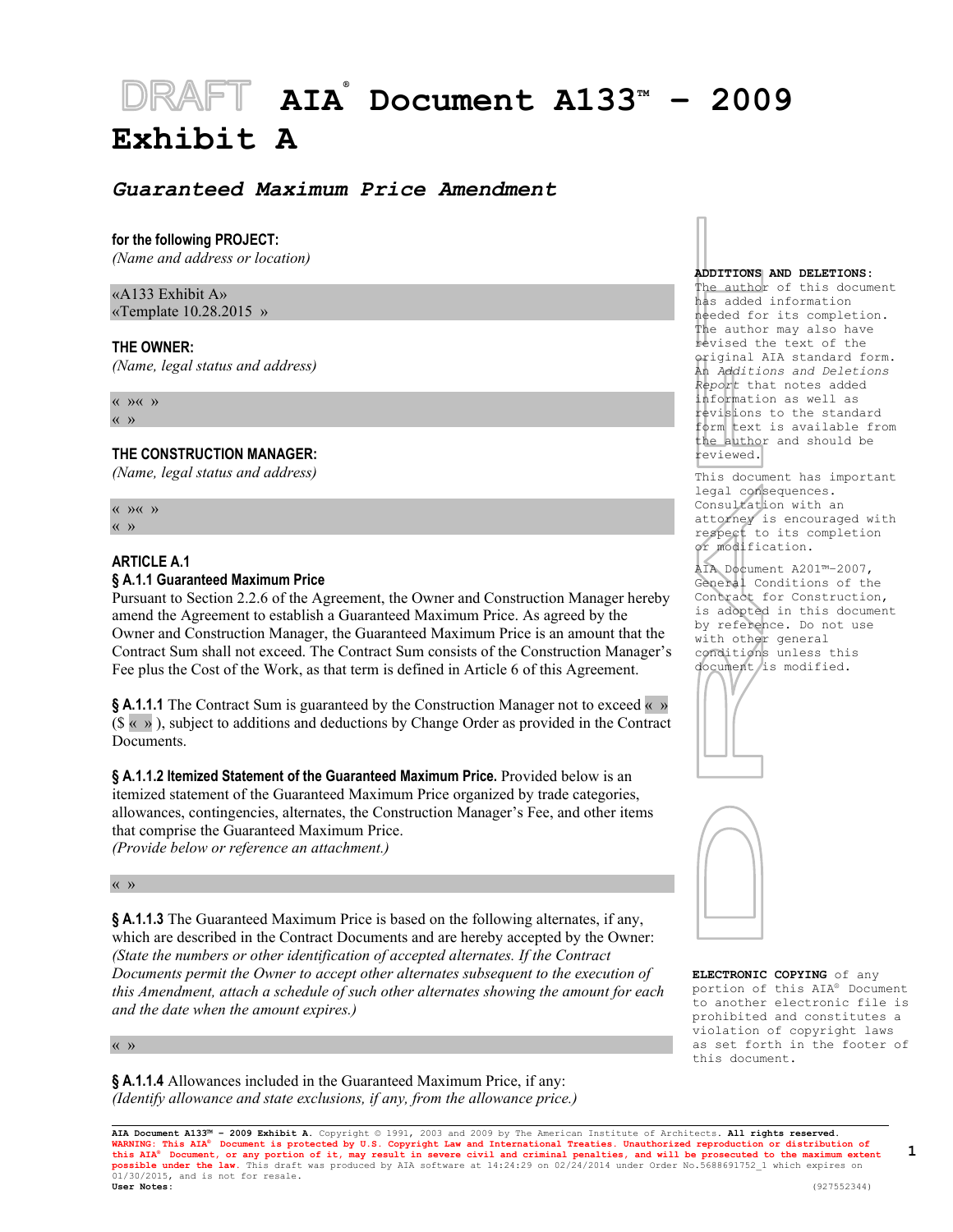# AIA® Document A133™ – 2009 Exhibit A

## *Guaranteed Maximum Price Amendment*

**for the following PROJECT:**
*(Name and address or location)*

«A133 Exhibit A»
«Template 10.28.2015 »

**THE OWNER:**
*(Name, legal status and address)*

« »« »
« »

**THE CONSTRUCTION MANAGER:**
*(Name, legal status and address)*

« »« »
« »

**ADDITIONS AND DELETIONS:** The author of this document has added information needed for its completion. The author may also have revised the text of the original AIA standard form. An *Additions and Deletions Report* that notes added information as well as revisions to the standard form text is available from the author and should be reviewed.

This document has important legal consequences. Consultation with an attorney is encouraged with respect to its completion or modification.

AIA Document A201™–2007, General Conditions of the Contract for Construction, is adopted in this document by reference. Do not use with other general conditions unless this document is modified.

**ELECTRONIC COPYING** of any portion of this AIA® Document to another electronic file is prohibited and constitutes a violation of copyright laws as set forth in the footer of this document.

## ARTICLE A.1

### § A.1.1 Guaranteed Maximum Price

Pursuant to Section 2.2.6 of the Agreement, the Owner and Construction Manager hereby amend the Agreement to establish a Guaranteed Maximum Price. As agreed by the Owner and Construction Manager, the Guaranteed Maximum Price is an amount that the Contract Sum shall not exceed. The Contract Sum consists of the Construction Manager's Fee plus the Cost of the Work, as that term is defined in Article 6 of this Agreement.

**§ A.1.1.1** The Contract Sum is guaranteed by the Construction Manager not to exceed « » ($ « » ), subject to additions and deductions by Change Order as provided in the Contract Documents.

**§ A.1.1.2 Itemized Statement of the Guaranteed Maximum Price.** Provided below is an itemized statement of the Guaranteed Maximum Price organized by trade categories, allowances, contingencies, alternates, the Construction Manager's Fee, and other items that comprise the Guaranteed Maximum Price.
*(Provide below or reference an attachment.)*

« »

**§ A.1.1.3** The Guaranteed Maximum Price is based on the following alternates, if any, which are described in the Contract Documents and are hereby accepted by the Owner:
*(State the numbers or other identification of accepted alternates. If the Contract Documents permit the Owner to accept other alternates subsequent to the execution of this Amendment, attach a schedule of such other alternates showing the amount for each and the date when the amount expires.)*

« »

**§ A.1.1.4** Allowances included in the Guaranteed Maximum Price, if any:
*(Identify allowance and state exclusions, if any, from the allowance price.)*

**AIA Document A133™ – 2009 Exhibit A.** Copyright © 1991, 2003 and 2009 by The American Institute of Architects. **All rights reserved. WARNING: This AIA® Document is protected by U.S. Copyright Law and International Treaties. Unauthorized reproduction or distribution of this AIA® Document, or any portion of it, may result in severe civil and criminal penalties, and will be prosecuted to the maximum extent possible under the law.** This draft was produced by AIA software at 14:24:29 on 02/24/2014 under Order No.5688691752_1 which expires on 01/30/2015, and is not for resale.
**User Notes:** (927552344)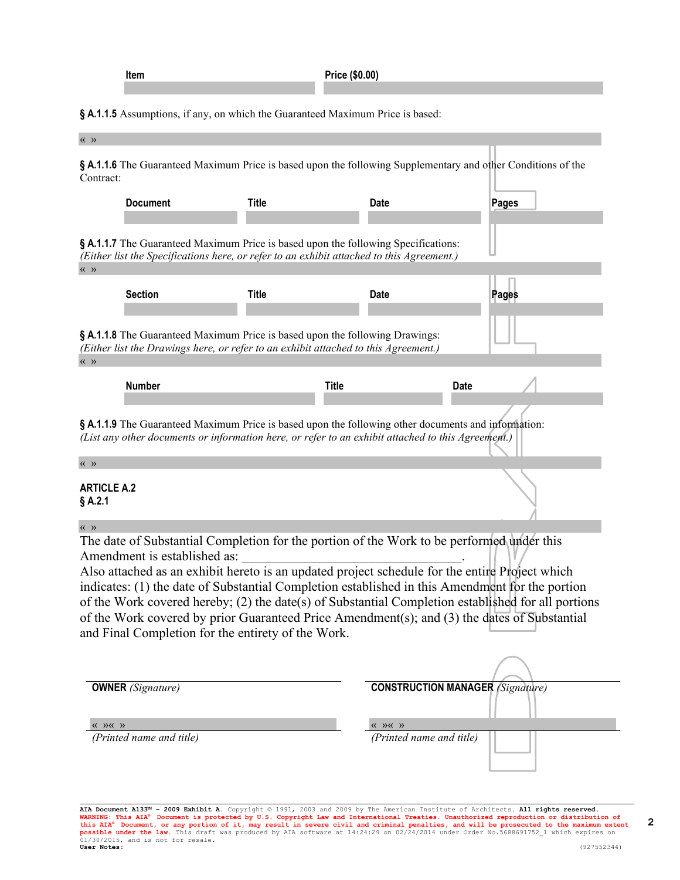| Item | Price ($0.00) |
| --- | --- |
| | |

**§ A.1.1.5** Assumptions, if any, on which the Guaranteed Maximum Price is based:

« »

**§ A.1.1.6** The Guaranteed Maximum Price is based upon the following Supplementary and other Conditions of the Contract:

| Document | Title | Date | Pages |
| --- | --- | --- | --- |
| | | | |

**§ A.1.1.7** The Guaranteed Maximum Price is based upon the following Specifications:
*(Either list the Specifications here, or refer to an exhibit attached to this Agreement.)*

« »

| Section | Title | Date | Pages |
| --- | --- | --- | --- |
| | | | |

**§ A.1.1.8** The Guaranteed Maximum Price is based upon the following Drawings:
*(Either list the Drawings here, or refer to an exhibit attached to this Agreement.)*

« »

| Number | Title | Date |
| --- | --- | --- |
| | | |

**§ A.1.1.9** The Guaranteed Maximum Price is based upon the following other documents and information:
*(List any other documents or information here, or refer to an exhibit attached to this Agreement.)*

« »

**ARTICLE A.2**
**§ A.2.1**

« »

The date of Substantial Completion for the portion of the Work to be performed under this Amendment is established as: ________________________________.
Also attached as an exhibit hereto is an updated project schedule for the entire Project which indicates: (1) the date of Substantial Completion established in this Amendment for the portion of the Work covered hereby; (2) the date(s) of Substantial Completion established for all portions of the Work covered by prior Guaranteed Price Amendment(s); and (3) the dates of Substantial and Final Completion for the entirety of the Work.

**OWNER** *(Signature)*

« »« »
*(Printed name and title)*

**CONSTRUCTION MANAGER** *(Signature)*

« »« »
*(Printed name and title)*

**AIA Document A133™ – 2009 Exhibit A.** Copyright © 1991, 2003 and 2009 by The American Institute of Architects. **All rights reserved. WARNING: This AIA® Document is protected by U.S. Copyright Law and International Treaties. Unauthorized reproduction or distribution of this AIA® Document, or any portion of it, may result in severe civil and criminal penalties, and will be prosecuted to the maximum extent possible under the law.** This draft was produced by AIA software at 14:24:29 on 02/24/2014 under Order No.5688691752_1 which expires on 01/30/2015, and is not for resale.
**User Notes:** (927552344)